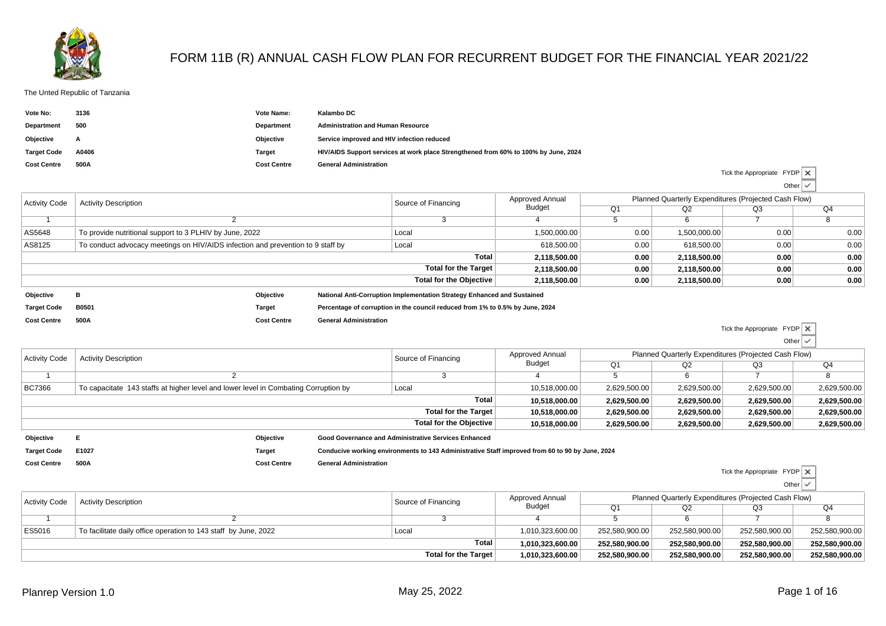# FORM 11B (R) ANNUAL CASH FLOW PLAN FOR RECURRENT BUDGET FOR THE FINANCIAL YEAR 2021/22

The Unted Republic of Tanzania

| | | | |
|---|---|---|---|
| **Vote No:** | **3136** | **Vote Name:** | **Kalambo DC** |
| **Department** | **500** | **Department** | **Administration and Human Resource** |
| **Objective** | **A** | **Objective** | **Service improved and HIV infection reduced** |
| **Target Code** | **A0406** | **Target** | **HIV/AIDS Support services at work place Strengthened from 60% to 100% by June, 2024** |
| **Cost Centre** | **500A** | **Cost Centre** | **General Administration** |

Tick the Appropriate FYDP ✕

Other ✓

| Activity Code | Activity Description | Source of Financing | Approved Annual Budget | Planned Quarterly Expenditures (Projected Cash Flow) | | | |
|---|---|---|---|---|---|---|---|
| | | | | Q1 | Q2 | Q3 | Q4 |
| 1 | 2 | 3 | 4 | 5 | 6 | 7 | 8 |
| AS5648 | To provide nutritional support to 3 PLHIV by June, 2022 | Local | 1,500,000.00 | 0.00 | 1,500,000.00 | 0.00 | 0.00 |
| AS8125 | To conduct advocacy meetings on HIV/AIDS infection and prevention to 9 staff by | Local | 618,500.00 | 0.00 | 618,500.00 | 0.00 | 0.00 |
| | | **Total** | **2,118,500.00** | **0.00** | **2,118,500.00** | **0.00** | **0.00** |
| | | **Total for the Target** | **2,118,500.00** | **0.00** | **2,118,500.00** | **0.00** | **0.00** |
| | | **Total for the Objective** | **2,118,500.00** | **0.00** | **2,118,500.00** | **0.00** | **0.00** |

| | | | |
|---|---|---|---|
| **Objective** | **B** | **Objective** | **National Anti-Corruption Implementation Strategy Enhanced and Sustained** |
| **Target Code** | **B0501** | **Target** | **Percentage of corruption in the council reduced from 1% to 0.5% by June, 2024** |
| **Cost Centre** | **500A** | **Cost Centre** | **General Administration** |

Tick the Appropriate FYDP ✕

Other ✓

| Activity Code | Activity Description | Source of Financing | Approved Annual Budget | Planned Quarterly Expenditures (Projected Cash Flow) | | | |
|---|---|---|---|---|---|---|---|
| | | | | Q1 | Q2 | Q3 | Q4 |
| 1 | 2 | 3 | 4 | 5 | 6 | 7 | 8 |
| BC7366 | To capacitate 143 staffs at higher level and lower level in Combating Corruption by | Local | 10,518,000.00 | 2,629,500.00 | 2,629,500.00 | 2,629,500.00 | 2,629,500.00 |
| | | **Total** | **10,518,000.00** | **2,629,500.00** | **2,629,500.00** | **2,629,500.00** | **2,629,500.00** |
| | | **Total for the Target** | **10,518,000.00** | **2,629,500.00** | **2,629,500.00** | **2,629,500.00** | **2,629,500.00** |
| | | **Total for the Objective** | **10,518,000.00** | **2,629,500.00** | **2,629,500.00** | **2,629,500.00** | **2,629,500.00** |

| | | | |
|---|---|---|---|
| **Objective** | **E** | **Objective** | **Good Governance and Administrative Services Enhanced** |
| **Target Code** | **E1027** | **Target** | **Conducive working environments to 143 Administrative Staff improved from 60 to 90 by June, 2024** |
| **Cost Centre** | **500A** | **Cost Centre** | **General Administration** |

Tick the Appropriate FYDP ✕

Other ✓

| Activity Code | Activity Description | Source of Financing | Approved Annual Budget | Planned Quarterly Expenditures (Projected Cash Flow) | | | |
|---|---|---|---|---|---|---|---|
| | | | | Q1 | Q2 | Q3 | Q4 |
| 1 | 2 | 3 | 4 | 5 | 6 | 7 | 8 |
| ES5016 | To facilitate daily office operation to 143 staff by June, 2022 | Local | 1,010,323,600.00 | 252,580,900.00 | 252,580,900.00 | 252,580,900.00 | 252,580,900.00 |
| | | **Total** | **1,010,323,600.00** | **252,580,900.00** | **252,580,900.00** | **252,580,900.00** | **252,580,900.00** |
| | | **Total for the Target** | **1,010,323,600.00** | **252,580,900.00** | **252,580,900.00** | **252,580,900.00** | **252,580,900.00** |

Planrep Version 1.0 May 25, 2022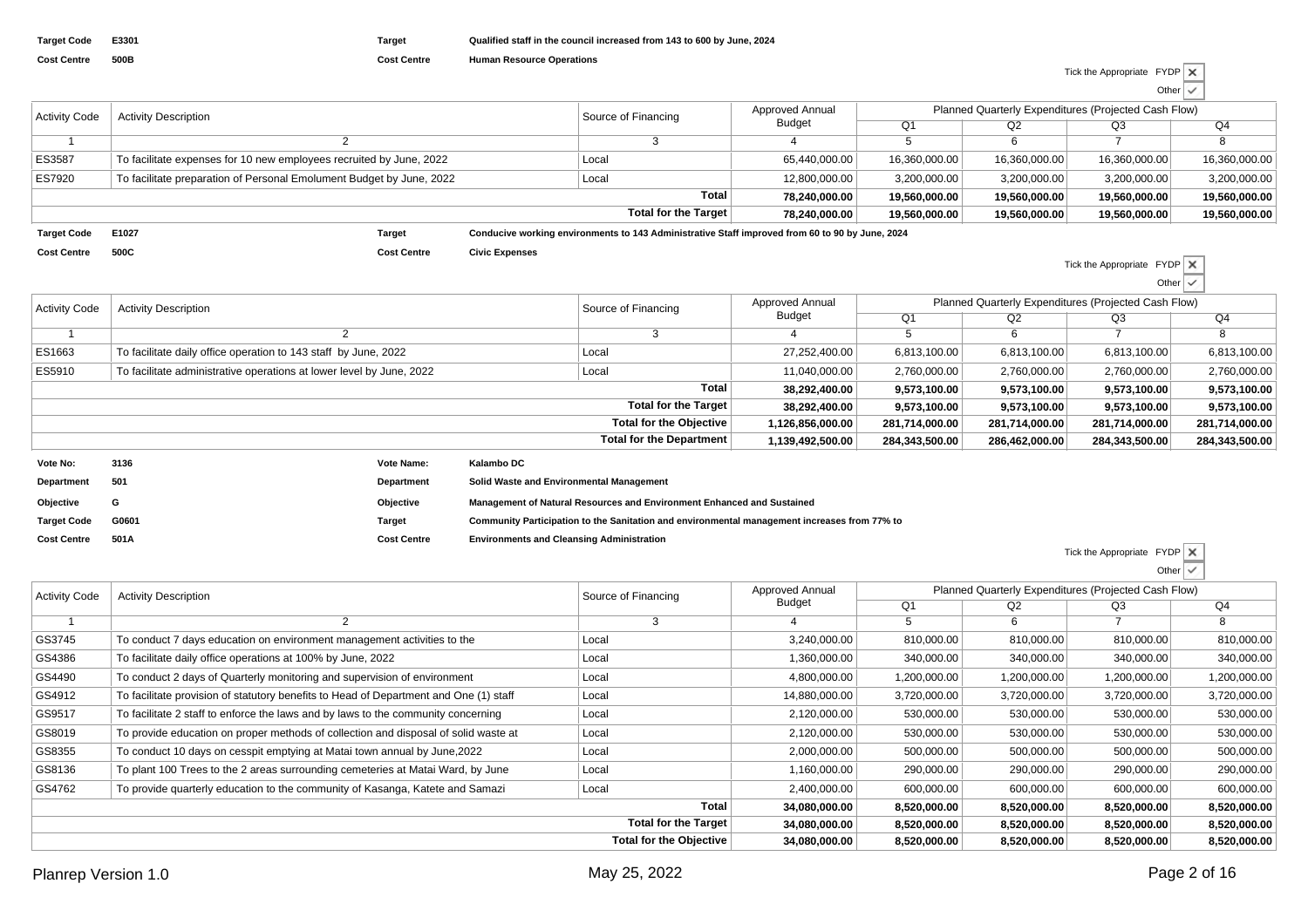**Target Code** E3301 **Target** Qualified staff in the council increased from 143 to 600 by June, 2024

**Cost Centre** 500B **Cost Centre** Human Resource Operations

Tick the Appropriate FYDP ✗

Other ✓

| Activity Code | Activity Description | Source of Financing | Approved Annual Budget | Planned Quarterly Expenditures (Projected Cash Flow) | | | |
|---|---|---|---|---|---|---|---|
| | | | | Q1 | Q2 | Q3 | Q4 |
| 1 | 2 | 3 | 4 | 5 | 6 | 7 | 8 |
| ES3587 | To facilitate expenses for 10 new employees recruited by June, 2022 | Local | 65,440,000.00 | 16,360,000.00 | 16,360,000.00 | 16,360,000.00 | 16,360,000.00 |
| ES7920 | To facilitate preparation of Personal Emolument Budget by June, 2022 | Local | 12,800,000.00 | 3,200,000.00 | 3,200,000.00 | 3,200,000.00 | 3,200,000.00 |
| | | **Total** | **78,240,000.00** | **19,560,000.00** | **19,560,000.00** | **19,560,000.00** | **19,560,000.00** |
| | | **Total for the Target** | **78,240,000.00** | **19,560,000.00** | **19,560,000.00** | **19,560,000.00** | **19,560,000.00** |

**Target Code** E1027 **Target** Conducive working environments to 143 Administrative Staff improved from 60 to 90 by June, 2024

**Cost Centre** 500C **Cost Centre** Civic Expenses

Tick the Appropriate FYDP ✗

Other ✓

| Activity Code | Activity Description | Source of Financing | Approved Annual Budget | Planned Quarterly Expenditures (Projected Cash Flow) | | | |
|---|---|---|---|---|---|---|---|
| | | | | Q1 | Q2 | Q3 | Q4 |
| 1 | 2 | 3 | 4 | 5 | 6 | 7 | 8 |
| ES1663 | To facilitate daily office operation to 143 staff by June, 2022 | Local | 27,252,400.00 | 6,813,100.00 | 6,813,100.00 | 6,813,100.00 | 6,813,100.00 |
| ES5910 | To facilitate administrative operations at lower level by June, 2022 | Local | 11,040,000.00 | 2,760,000.00 | 2,760,000.00 | 2,760,000.00 | 2,760,000.00 |
| | | **Total** | **38,292,400.00** | **9,573,100.00** | **9,573,100.00** | **9,573,100.00** | **9,573,100.00** |
| | | **Total for the Target** | **38,292,400.00** | **9,573,100.00** | **9,573,100.00** | **9,573,100.00** | **9,573,100.00** |
| | | **Total for the Objective** | **1,126,856,000.00** | **281,714,000.00** | **281,714,000.00** | **281,714,000.00** | **281,714,000.00** |
| | | **Total for the Department** | **1,139,492,500.00** | **284,343,500.00** | **286,462,000.00** | **284,343,500.00** | **284,343,500.00** |

**Vote No:** 3136 **Vote Name:** Kalambo DC

**Department** 501 **Department** Solid Waste and Environmental Management

**Objective** G **Objective** Management of Natural Resources and Environment Enhanced and Sustained

**Target Code** G0601 **Target** Community Participation to the Sanitation and environmental management increases from 77% to

**Cost Centre** 501A **Cost Centre** Environments and Cleansing Administration

Tick the Appropriate FYDP ✗

Other ✓

| Activity Code | Activity Description | Source of Financing | Approved Annual Budget | Planned Quarterly Expenditures (Projected Cash Flow) | | | |
|---|---|---|---|---|---|---|---|
| | | | | Q1 | Q2 | Q3 | Q4 |
| 1 | 2 | 3 | 4 | 5 | 6 | 7 | 8 |
| GS3745 | To conduct 7 days education on environment management activities to the | Local | 3,240,000.00 | 810,000.00 | 810,000.00 | 810,000.00 | 810,000.00 |
| GS4386 | To facilitate daily office operations at 100% by June, 2022 | Local | 1,360,000.00 | 340,000.00 | 340,000.00 | 340,000.00 | 340,000.00 |
| GS4490 | To conduct 2 days of Quarterly monitoring and supervision of environment | Local | 4,800,000.00 | 1,200,000.00 | 1,200,000.00 | 1,200,000.00 | 1,200,000.00 |
| GS4912 | To facilitate provision of statutory benefits to Head of Department and One (1) staff | Local | 14,880,000.00 | 3,720,000.00 | 3,720,000.00 | 3,720,000.00 | 3,720,000.00 |
| GS9517 | To facilitate 2 staff to enforce the laws and by laws to the community concerning | Local | 2,120,000.00 | 530,000.00 | 530,000.00 | 530,000.00 | 530,000.00 |
| GS8019 | To provide education on proper methods of collection and disposal of solid waste at | Local | 2,120,000.00 | 530,000.00 | 530,000.00 | 530,000.00 | 530,000.00 |
| GS8355 | To conduct 10 days on cesspit emptying at Matai town annual by June,2022 | Local | 2,000,000.00 | 500,000.00 | 500,000.00 | 500,000.00 | 500,000.00 |
| GS8136 | To plant 100 Trees to the 2 areas surrounding cemeteries at Matai Ward, by June | Local | 1,160,000.00 | 290,000.00 | 290,000.00 | 290,000.00 | 290,000.00 |
| GS4762 | To provide quarterly education to the community of Kasanga, Katete and Samazi | Local | 2,400,000.00 | 600,000.00 | 600,000.00 | 600,000.00 | 600,000.00 |
| | | **Total** | **34,080,000.00** | **8,520,000.00** | **8,520,000.00** | **8,520,000.00** | **8,520,000.00** |
| | | **Total for the Target** | **34,080,000.00** | **8,520,000.00** | **8,520,000.00** | **8,520,000.00** | **8,520,000.00** |
| | | **Total for the Objective** | **34,080,000.00** | **8,520,000.00** | **8,520,000.00** | **8,520,000.00** | **8,520,000.00** |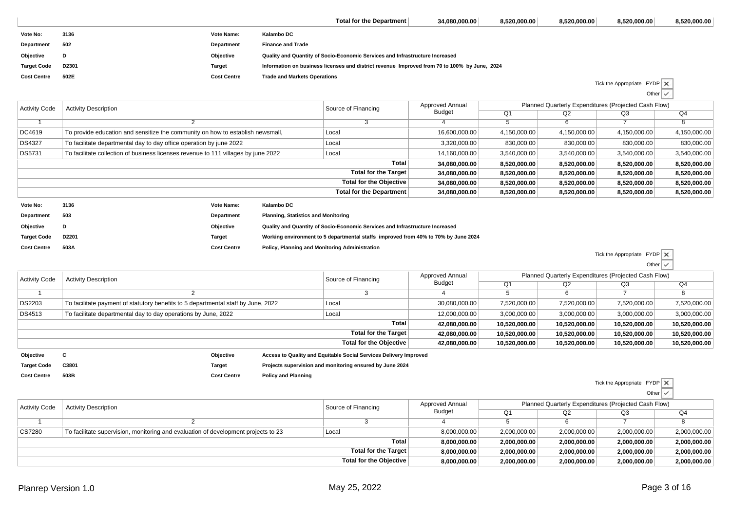| | Total for the Department | 34,080,000.00 | 8,520,000.00 | 8,520,000.00 | 8,520,000.00 | 8,520,000.00 |
|---|---|---|---|---|---|---|

**Vote No:** 3136 **Vote Name:** Kalambo DC
**Department** 502 **Department** Finance and Trade
**Objective** D **Objective** Quality and Quantity of Socio-Economic Services and Infrastructure Increased
**Target Code** D2301 **Target** Information on business licenses and district revenue Improved from 70 to 100% by June, 2024
**Cost Centre** 502E **Cost Centre** Trade and Markets Operations

Tick the Appropriate FYDP ✗
Other ✓

| Activity Code | Activity Description | Source of Financing | Approved Annual Budget | Planned Quarterly Expenditures (Projected Cash Flow) | | | |
|---|---|---|---|---|---|---|---|
| | | | | Q1 | Q2 | Q3 | Q4 |
| 1 | 2 | 3 | 4 | 5 | 6 | 7 | 8 |
| DC4619 | To provide education and sensitize the community on how to establish newsmall, | Local | 16,600,000.00 | 4,150,000.00 | 4,150,000.00 | 4,150,000.00 | 4,150,000.00 |
| DS4327 | To facilitate departmental day to day office operation by june 2022 | Local | 3,320,000.00 | 830,000.00 | 830,000.00 | 830,000.00 | 830,000.00 |
| DS5731 | To facilitate collection of business licenses revenue to 111 villages by june 2022 | Local | 14,160,000.00 | 3,540,000.00 | 3,540,000.00 | 3,540,000.00 | 3,540,000.00 |
| | | **Total** | **34,080,000.00** | **8,520,000.00** | **8,520,000.00** | **8,520,000.00** | **8,520,000.00** |
| | | **Total for the Target** | **34,080,000.00** | **8,520,000.00** | **8,520,000.00** | **8,520,000.00** | **8,520,000.00** |
| | | **Total for the Objective** | **34,080,000.00** | **8,520,000.00** | **8,520,000.00** | **8,520,000.00** | **8,520,000.00** |
| | | **Total for the Department** | **34,080,000.00** | **8,520,000.00** | **8,520,000.00** | **8,520,000.00** | **8,520,000.00** |

**Vote No:** 3136 **Vote Name:** Kalambo DC
**Department** 503 **Department** Planning, Statistics and Monitoring
**Objective** D **Objective** Quality and Quantity of Socio-Economic Services and Infrastructure Increased
**Target Code** D2201 **Target** Working environment to 5 departmental staffs improved from 40% to 70% by June 2024
**Cost Centre** 503A **Cost Centre** Policy, Planning and Monitoring Administration

Tick the Appropriate FYDP ✗
Other ✓

| Activity Code | Activity Description | Source of Financing | Approved Annual Budget | Planned Quarterly Expenditures (Projected Cash Flow) | | | |
|---|---|---|---|---|---|---|---|
| | | | | Q1 | Q2 | Q3 | Q4 |
| 1 | 2 | 3 | 4 | 5 | 6 | 7 | 8 |
| DS2203 | To facilitate payment of statutory benefits to 5 departmental staff by June, 2022 | Local | 30,080,000.00 | 7,520,000.00 | 7,520,000.00 | 7,520,000.00 | 7,520,000.00 |
| DS4513 | To facilitate departmental day to day operations by June, 2022 | Local | 12,000,000.00 | 3,000,000.00 | 3,000,000.00 | 3,000,000.00 | 3,000,000.00 |
| | | **Total** | **42,080,000.00** | **10,520,000.00** | **10,520,000.00** | **10,520,000.00** | **10,520,000.00** |
| | | **Total for the Target** | **42,080,000.00** | **10,520,000.00** | **10,520,000.00** | **10,520,000.00** | **10,520,000.00** |
| | | **Total for the Objective** | **42,080,000.00** | **10,520,000.00** | **10,520,000.00** | **10,520,000.00** | **10,520,000.00** |

**Objective** C **Objective** Access to Quality and Equitable Social Services Delivery Improved
**Target Code** C3801 **Target** Projects supervision and monitoring ensured by June 2024
**Cost Centre** 503B **Cost Centre** Policy and Planning

Tick the Appropriate FYDP ✗
Other ✓

| Activity Code | Activity Description | Source of Financing | Approved Annual Budget | Planned Quarterly Expenditures (Projected Cash Flow) | | | |
|---|---|---|---|---|---|---|---|
| | | | | Q1 | Q2 | Q3 | Q4 |
| 1 | 2 | 3 | 4 | 5 | 6 | 7 | 8 |
| CS7280 | To facilitate supervision, monitoring and evaluation of development projects to 23 | Local | 8,000,000.00 | 2,000,000.00 | 2,000,000.00 | 2,000,000.00 | 2,000,000.00 |
| | | **Total** | **8,000,000.00** | **2,000,000.00** | **2,000,000.00** | **2,000,000.00** | **2,000,000.00** |
| | | **Total for the Target** | **8,000,000.00** | **2,000,000.00** | **2,000,000.00** | **2,000,000.00** | **2,000,000.00** |
| | | **Total for the Objective** | **8,000,000.00** | **2,000,000.00** | **2,000,000.00** | **2,000,000.00** | **2,000,000.00** |

Planrep Version 1.0 May 25, 2022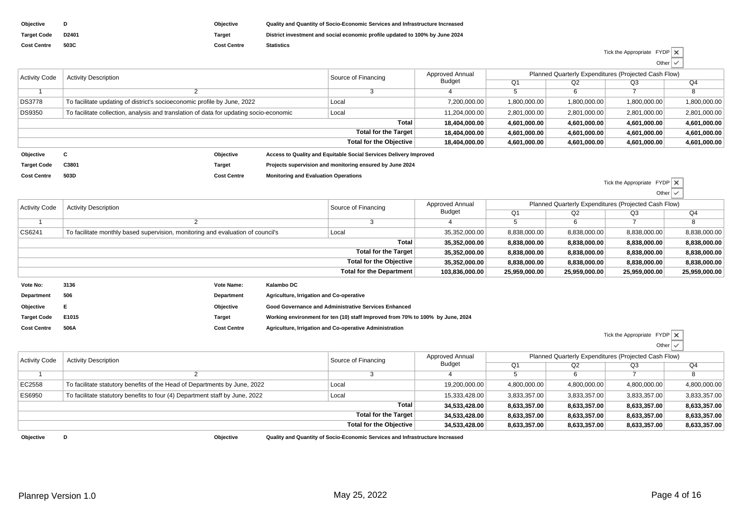| | | | |
|---|---|---|---|
| **Objective** | **D** | **Objective** | **Quality and Quantity of Socio-Economic Services and Infrastructure Increased** |
| **Target Code** | **D2401** | **Target** | **District investment and social economic profile updated to 100% by June 2024** |
| **Cost Centre** | **503C** | **Cost Centre** | **Statistics** |

Tick the Appropriate FYDP ✕

Other ✓

| Activity Code | Activity Description | Source of Financing | Approved Annual Budget | Planned Quarterly Expenditures (Projected Cash Flow) Q1 | Q2 | Q3 | Q4 |
|---|---|---|---|---|---|---|---|
| 1 | 2 | 3 | 4 | 5 | 6 | 7 | 8 |
| DS3778 | To facilitate updating of district's socioeconomic profile by June, 2022 | Local | 7,200,000.00 | 1,800,000.00 | 1,800,000.00 | 1,800,000.00 | 1,800,000.00 |
| DS9350 | To facilitate collection, analysis and translation of data for updating socio-economic | Local | 11,204,000.00 | 2,801,000.00 | 2,801,000.00 | 2,801,000.00 | 2,801,000.00 |
| | | **Total** | **18,404,000.00** | **4,601,000.00** | **4,601,000.00** | **4,601,000.00** | **4,601,000.00** |
| | | **Total for the Target** | **18,404,000.00** | **4,601,000.00** | **4,601,000.00** | **4,601,000.00** | **4,601,000.00** |
| | | **Total for the Objective** | **18,404,000.00** | **4,601,000.00** | **4,601,000.00** | **4,601,000.00** | **4,601,000.00** |

| | | | |
|---|---|---|---|
| **Objective** | **C** | **Objective** | **Access to Quality and Equitable Social Services Delivery Improved** |
| **Target Code** | **C3801** | **Target** | **Projects supervision and monitoring ensured by June 2024** |
| **Cost Centre** | **503D** | **Cost Centre** | **Monitoring and Evaluation Operations** |

Tick the Appropriate FYDP ✕

Other ✓

| Activity Code | Activity Description | Source of Financing | Approved Annual Budget | Planned Quarterly Expenditures (Projected Cash Flow) Q1 | Q2 | Q3 | Q4 |
|---|---|---|---|---|---|---|---|
| 1 | 2 | 3 | 4 | 5 | 6 | 7 | 8 |
| CS6241 | To facilitate monthly based supervision, monitoring and evaluation of council's | Local | 35,352,000.00 | 8,838,000.00 | 8,838,000.00 | 8,838,000.00 | 8,838,000.00 |
| | | **Total** | **35,352,000.00** | **8,838,000.00** | **8,838,000.00** | **8,838,000.00** | **8,838,000.00** |
| | | **Total for the Target** | **35,352,000.00** | **8,838,000.00** | **8,838,000.00** | **8,838,000.00** | **8,838,000.00** |
| | | **Total for the Objective** | **35,352,000.00** | **8,838,000.00** | **8,838,000.00** | **8,838,000.00** | **8,838,000.00** |
| | | **Total for the Department** | **103,836,000.00** | **25,959,000.00** | **25,959,000.00** | **25,959,000.00** | **25,959,000.00** |

| | | | |
|---|---|---|---|
| **Vote No:** | **3136** | **Vote Name:** | **Kalambo DC** |
| **Department** | **506** | **Department** | **Agriculture, Irrigation and Co-operative** |
| **Objective** | **E** | **Objective** | **Good Governance and Administrative Services Enhanced** |
| **Target Code** | **E1015** | **Target** | **Working environment for ten (10) staff Improved from 70% to 100% by June, 2024** |
| **Cost Centre** | **506A** | **Cost Centre** | **Agriculture, Irrigation and Co-operative Administration** |

Tick the Appropriate FYDP ✕

Other ✓

| Activity Code | Activity Description | Source of Financing | Approved Annual Budget | Planned Quarterly Expenditures (Projected Cash Flow) Q1 | Q2 | Q3 | Q4 |
|---|---|---|---|---|---|---|---|
| 1 | 2 | 3 | 4 | 5 | 6 | 7 | 8 |
| EC2558 | To facilitate statutory benefits of the Head of Departments by June, 2022 | Local | 19,200,000.00 | 4,800,000.00 | 4,800,000.00 | 4,800,000.00 | 4,800,000.00 |
| ES6950 | To facilitate statutory benefits to four (4) Department staff by June, 2022 | Local | 15,333,428.00 | 3,833,357.00 | 3,833,357.00 | 3,833,357.00 | 3,833,357.00 |
| | | **Total** | **34,533,428.00** | **8,633,357.00** | **8,633,357.00** | **8,633,357.00** | **8,633,357.00** |
| | | **Total for the Target** | **34,533,428.00** | **8,633,357.00** | **8,633,357.00** | **8,633,357.00** | **8,633,357.00** |
| | | **Total for the Objective** | **34,533,428.00** | **8,633,357.00** | **8,633,357.00** | **8,633,357.00** | **8,633,357.00** |

| | | | |
|---|---|---|---|
| **Objective** | **D** | **Objective** | **Quality and Quantity of Socio-Economic Services and Infrastructure Increased** |

Planrep Version 1.0 May 25, 2022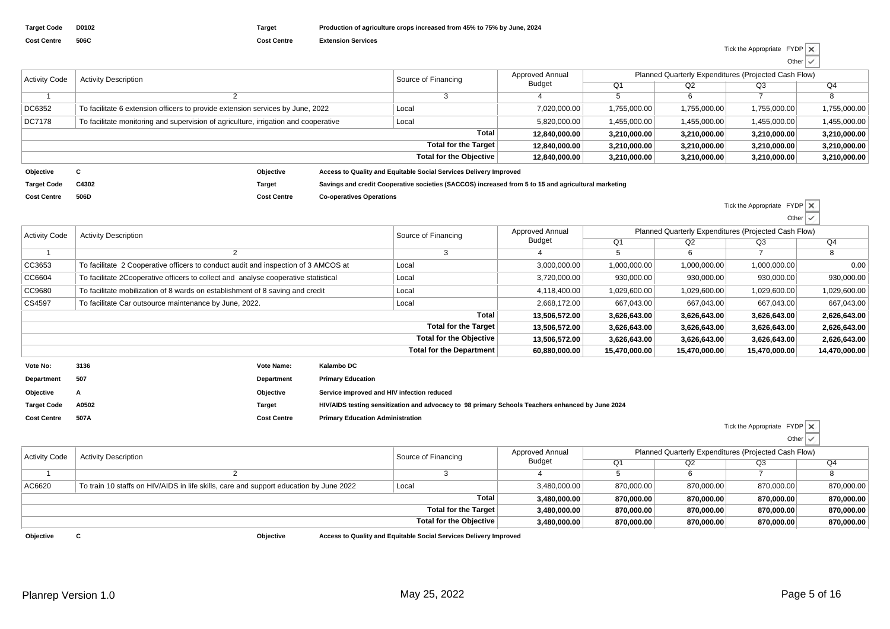**Target Code** D0102 **Target** Production of agriculture crops increased from 45% to 75% by June, 2024

**Cost Centre** 506C **Cost Centre** Extension Services

Tick the Appropriate FYDP ☒

Other ☑

| Activity Code | Activity Description | Source of Financing | Approved Annual Budget | Planned Quarterly Expenditures (Projected Cash Flow) | | | |
|---|---|---|---|---|---|---|---|
| | | | | Q1 | Q2 | Q3 | Q4 |
| 1 | 2 | 3 | 4 | 5 | 6 | 7 | 8 |
| DC6352 | To facilitate 6 extension officers to provide extension services by June, 2022 | Local | 7,020,000.00 | 1,755,000.00 | 1,755,000.00 | 1,755,000.00 | 1,755,000.00 |
| DC7178 | To facilitate monitoring and supervision of agriculture, irrigation and cooperative | Local | 5,820,000.00 | 1,455,000.00 | 1,455,000.00 | 1,455,000.00 | 1,455,000.00 |
| | | **Total** | **12,840,000.00** | **3,210,000.00** | **3,210,000.00** | **3,210,000.00** | **3,210,000.00** |
| | | **Total for the Target** | **12,840,000.00** | **3,210,000.00** | **3,210,000.00** | **3,210,000.00** | **3,210,000.00** |
| | | **Total for the Objective** | **12,840,000.00** | **3,210,000.00** | **3,210,000.00** | **3,210,000.00** | **3,210,000.00** |

**Objective** C **Objective** Access to Quality and Equitable Social Services Delivery Improved

**Target Code** C4302 **Target** Savings and credit Cooperative societies (SACCOS) increased from 5 to 15 and agricultural marketing

**Cost Centre** 506D **Cost Centre** Co-operatives Operations

Tick the Appropriate FYDP ☒

Other ☑

| Activity Code | Activity Description | Source of Financing | Approved Annual Budget | Planned Quarterly Expenditures (Projected Cash Flow) | | | |
|---|---|---|---|---|---|---|---|
| | | | | Q1 | Q2 | Q3 | Q4 |
| 1 | 2 | 3 | 4 | 5 | 6 | 7 | 8 |
| CC3653 | To facilitate 2 Cooperative officers to conduct audit and inspection of 3 AMCOS at | Local | 3,000,000.00 | 1,000,000.00 | 1,000,000.00 | 1,000,000.00 | 0.00 |
| CC6604 | To facilitate 2Cooperative officers to collect and analyse cooperative statistical | Local | 3,720,000.00 | 930,000.00 | 930,000.00 | 930,000.00 | 930,000.00 |
| CC9680 | To facilitate mobilization of 8 wards on establishment of 8 saving and credit | Local | 4,118,400.00 | 1,029,600.00 | 1,029,600.00 | 1,029,600.00 | 1,029,600.00 |
| CS4597 | To facilitate Car outsource maintenance by June, 2022. | Local | 2,668,172.00 | 667,043.00 | 667,043.00 | 667,043.00 | 667,043.00 |
| | | **Total** | **13,506,572.00** | **3,626,643.00** | **3,626,643.00** | **3,626,643.00** | **2,626,643.00** |
| | | **Total for the Target** | **13,506,572.00** | **3,626,643.00** | **3,626,643.00** | **3,626,643.00** | **2,626,643.00** |
| | | **Total for the Objective** | **13,506,572.00** | **3,626,643.00** | **3,626,643.00** | **3,626,643.00** | **2,626,643.00** |
| | | **Total for the Department** | **60,880,000.00** | **15,470,000.00** | **15,470,000.00** | **15,470,000.00** | **14,470,000.00** |

**Vote No:** 3136 **Vote Name:** Kalambo DC

**Department** 507 **Department** Primary Education

**Objective** A **Objective** Service improved and HIV infection reduced

**Target Code** A0502 **Target** HIV/AIDS testing sensitization and advocacy to 98 primary Schools Teachers enhanced by June 2024

**Cost Centre** 507A **Cost Centre** Primary Education Administration

Tick the Appropriate FYDP ☒

Other ☑

| Activity Code | Activity Description | Source of Financing | Approved Annual Budget | Planned Quarterly Expenditures (Projected Cash Flow) | | | |
|---|---|---|---|---|---|---|---|
| | | | | Q1 | Q2 | Q3 | Q4 |
| 1 | 2 | 3 | 4 | 5 | 6 | 7 | 8 |
| AC6620 | To train 10 staffs on HIV/AIDS in life skills, care and support education by June 2022 | Local | 3,480,000.00 | 870,000.00 | 870,000.00 | 870,000.00 | 870,000.00 |
| | | **Total** | **3,480,000.00** | **870,000.00** | **870,000.00** | **870,000.00** | **870,000.00** |
| | | **Total for the Target** | **3,480,000.00** | **870,000.00** | **870,000.00** | **870,000.00** | **870,000.00** |
| | | **Total for the Objective** | **3,480,000.00** | **870,000.00** | **870,000.00** | **870,000.00** | **870,000.00** |

**Objective** C **Objective** Access to Quality and Equitable Social Services Delivery Improved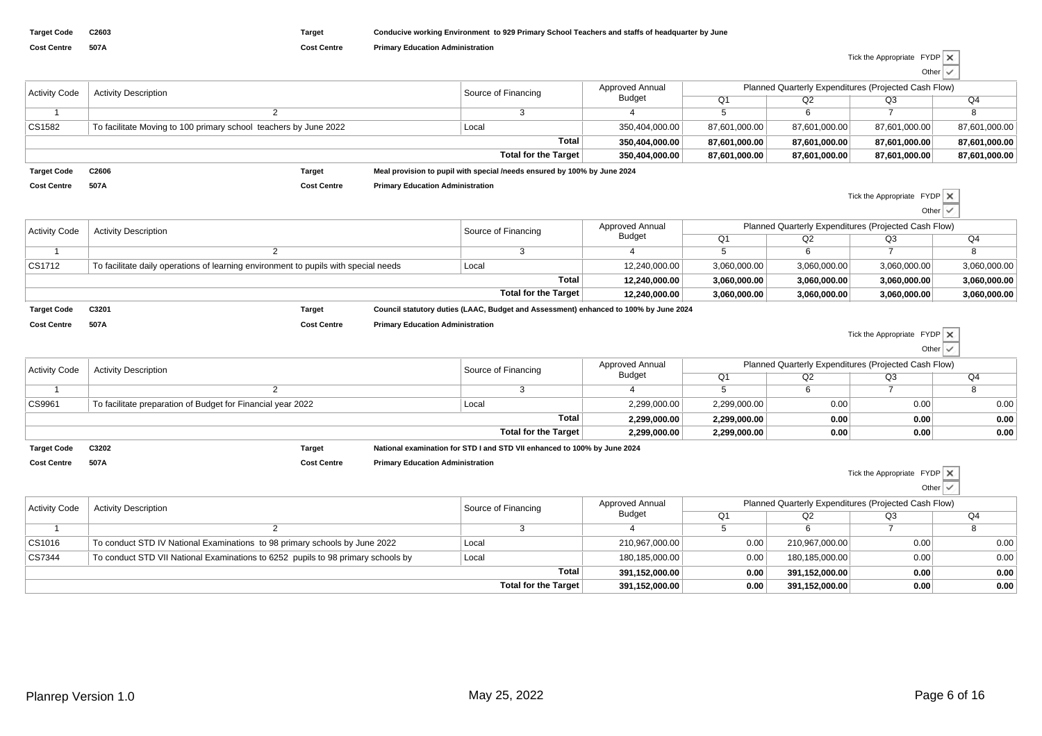**Target Code** C2603 **Target** Conducive working Environment to 929 Primary School Teachers and staffs of headquarter by June

**Cost Centre** 507A **Cost Centre** Primary Education Administration

Tick the Appropriate FYDP ✗

Other ✓

| Activity Code | Activity Description | Source of Financing | Approved Annual Budget | Planned Quarterly Expenditures (Projected Cash Flow) | | | |
|---|---|---|---|---|---|---|---|
| | | | | Q1 | Q2 | Q3 | Q4 |
| 1 | 2 | 3 | 4 | 5 | 6 | 7 | 8 |
| CS1582 | To facilitate Moving to 100 primary school teachers by June 2022 | Local | 350,404,000.00 | 87,601,000.00 | 87,601,000.00 | 87,601,000.00 | 87,601,000.00 |
| | | **Total** | **350,404,000.00** | **87,601,000.00** | **87,601,000.00** | **87,601,000.00** | **87,601,000.00** |
| | | **Total for the Target** | **350,404,000.00** | **87,601,000.00** | **87,601,000.00** | **87,601,000.00** | **87,601,000.00** |

**Target Code** C2606 **Target** Meal provision to pupil with special /needs ensured by 100% by June 2024

**Cost Centre** 507A **Cost Centre** Primary Education Administration

Tick the Appropriate FYDP ✗

Other ✓

| Activity Code | Activity Description | Source of Financing | Approved Annual Budget | Planned Quarterly Expenditures (Projected Cash Flow) | | | |
|---|---|---|---|---|---|---|---|
| | | | | Q1 | Q2 | Q3 | Q4 |
| 1 | 2 | 3 | 4 | 5 | 6 | 7 | 8 |
| CS1712 | To facilitate daily operations of learning environment to pupils with special needs | Local | 12,240,000.00 | 3,060,000.00 | 3,060,000.00 | 3,060,000.00 | 3,060,000.00 |
| | | **Total** | **12,240,000.00** | **3,060,000.00** | **3,060,000.00** | **3,060,000.00** | **3,060,000.00** |
| | | **Total for the Target** | **12,240,000.00** | **3,060,000.00** | **3,060,000.00** | **3,060,000.00** | **3,060,000.00** |

**Target Code** C3201 **Target** Council statutory duties (LAAC, Budget and Assessment) enhanced to 100% by June 2024

**Cost Centre** 507A **Cost Centre** Primary Education Administration

Tick the Appropriate FYDP ✗

Other ✓

| Activity Code | Activity Description | Source of Financing | Approved Annual Budget | Planned Quarterly Expenditures (Projected Cash Flow) | | | |
|---|---|---|---|---|---|---|---|
| | | | | Q1 | Q2 | Q3 | Q4 |
| 1 | 2 | 3 | 4 | 5 | 6 | 7 | 8 |
| CS9961 | To facilitate preparation of Budget for Financial year 2022 | Local | 2,299,000.00 | 2,299,000.00 | 0.00 | 0.00 | 0.00 |
| | | **Total** | **2,299,000.00** | **2,299,000.00** | **0.00** | **0.00** | **0.00** |
| | | **Total for the Target** | **2,299,000.00** | **2,299,000.00** | **0.00** | **0.00** | **0.00** |

**Target Code** C3202 **Target** National examination for STD I and STD VII enhanced to 100% by June 2024

**Cost Centre** 507A **Cost Centre** Primary Education Administration

Tick the Appropriate FYDP ✗

Other ✓

| Activity Code | Activity Description | Source of Financing | Approved Annual Budget | Planned Quarterly Expenditures (Projected Cash Flow) | | | |
|---|---|---|---|---|---|---|---|
| | | | | Q1 | Q2 | Q3 | Q4 |
| 1 | 2 | 3 | 4 | 5 | 6 | 7 | 8 |
| CS1016 | To conduct STD IV National Examinations to 98 primary schools by June 2022 | Local | 210,967,000.00 | 0.00 | 210,967,000.00 | 0.00 | 0.00 |
| CS7344 | To conduct STD VII National Examinations to 6252 pupils to 98 primary schools by | Local | 180,185,000.00 | 0.00 | 180,185,000.00 | 0.00 | 0.00 |
| | | **Total** | **391,152,000.00** | **0.00** | **391,152,000.00** | **0.00** | **0.00** |
| | | **Total for the Target** | **391,152,000.00** | **0.00** | **391,152,000.00** | **0.00** | **0.00** |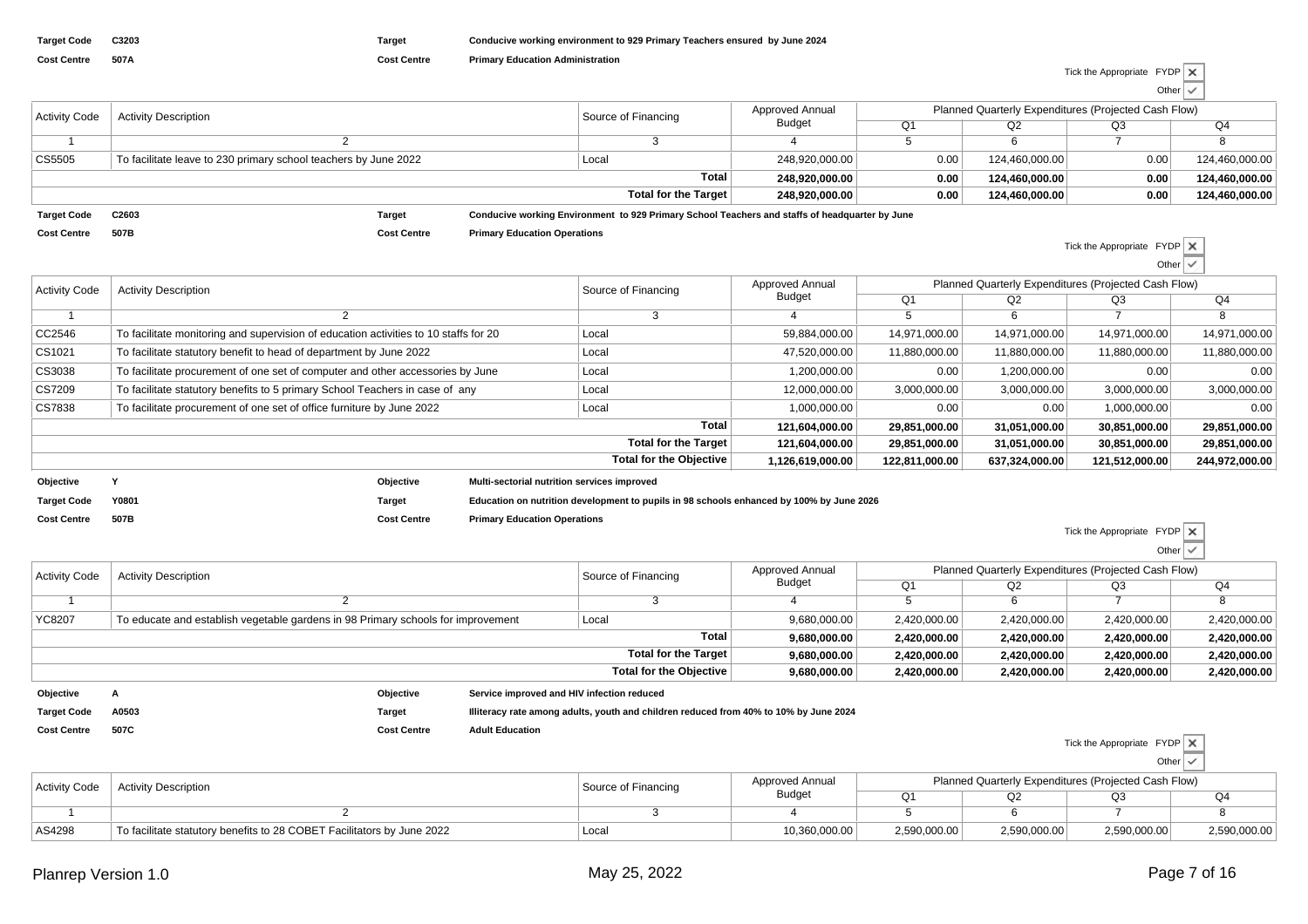**Target Code** C3203 **Target** Conducive working environment to 929 Primary Teachers ensured by June 2024

**Cost Centre** 507A **Cost Centre** Primary Education Administration

Tick the Appropriate FYDP ✗ Other ✓

| Activity Code | Activity Description | Source of Financing | Approved Annual Budget | Planned Quarterly Expenditures (Projected Cash Flow) | | | |
|---|---|---|---|---|---|---|---|
| | | | | Q1 | Q2 | Q3 | Q4 |
| 1 | 2 | 3 | 4 | 5 | 6 | 7 | 8 |
| CS5505 | To facilitate leave to 230 primary school teachers by June 2022 | Local | 248,920,000.00 | 0.00 | 124,460,000.00 | 0.00 | 124,460,000.00 |
| | | **Total** | **248,920,000.00** | **0.00** | **124,460,000.00** | **0.00** | **124,460,000.00** |
| | | **Total for the Target** | **248,920,000.00** | **0.00** | **124,460,000.00** | **0.00** | **124,460,000.00** |

**Target Code** C2603 **Target** Conducive working Environment to 929 Primary School Teachers and staffs of headquarter by June

**Cost Centre** 507B **Cost Centre** Primary Education Operations

Tick the Appropriate FYDP ✗ Other ✓

| Activity Code | Activity Description | Source of Financing | Approved Annual Budget | Planned Quarterly Expenditures (Projected Cash Flow) | | | |
|---|---|---|---|---|---|---|---|
| | | | | Q1 | Q2 | Q3 | Q4 |
| 1 | 2 | 3 | 4 | 5 | 6 | 7 | 8 |
| CC2546 | To facilitate monitoring and supervision of education activities to 10 staffs for 20 | Local | 59,884,000.00 | 14,971,000.00 | 14,971,000.00 | 14,971,000.00 | 14,971,000.00 |
| CS1021 | To facilitate statutory benefit to head of department by June 2022 | Local | 47,520,000.00 | 11,880,000.00 | 11,880,000.00 | 11,880,000.00 | 11,880,000.00 |
| CS3038 | To facilitate procurement of one set of computer and other accessories by June | Local | 1,200,000.00 | 0.00 | 1,200,000.00 | 0.00 | 0.00 |
| CS7209 | To facilitate statutory benefits to 5 primary School Teachers in case of any | Local | 12,000,000.00 | 3,000,000.00 | 3,000,000.00 | 3,000,000.00 | 3,000,000.00 |
| CS7838 | To facilitate procurement of one set of office furniture by June 2022 | Local | 1,000,000.00 | 0.00 | 0.00 | 1,000,000.00 | 0.00 |
| | | **Total** | **121,604,000.00** | **29,851,000.00** | **31,051,000.00** | **30,851,000.00** | **29,851,000.00** |
| | | **Total for the Target** | **121,604,000.00** | **29,851,000.00** | **31,051,000.00** | **30,851,000.00** | **29,851,000.00** |
| | | **Total for the Objective** | **1,126,619,000.00** | **122,811,000.00** | **637,324,000.00** | **121,512,000.00** | **244,972,000.00** |

**Objective** Y **Objective** Multi-sectorial nutrition services improved

**Target Code** Y0801 **Target** Education on nutrition development to pupils in 98 schools enhanced by 100% by June 2026

**Cost Centre** 507B **Cost Centre** Primary Education Operations

Tick the Appropriate FYDP ✗ Other ✓

| Activity Code | Activity Description | Source of Financing | Approved Annual Budget | Planned Quarterly Expenditures (Projected Cash Flow) | | | |
|---|---|---|---|---|---|---|---|
| | | | | Q1 | Q2 | Q3 | Q4 |
| 1 | 2 | 3 | 4 | 5 | 6 | 7 | 8 |
| YC8207 | To educate and establish vegetable gardens in 98 Primary schools for improvement | Local | 9,680,000.00 | 2,420,000.00 | 2,420,000.00 | 2,420,000.00 | 2,420,000.00 |
| | | **Total** | **9,680,000.00** | **2,420,000.00** | **2,420,000.00** | **2,420,000.00** | **2,420,000.00** |
| | | **Total for the Target** | **9,680,000.00** | **2,420,000.00** | **2,420,000.00** | **2,420,000.00** | **2,420,000.00** |
| | | **Total for the Objective** | **9,680,000.00** | **2,420,000.00** | **2,420,000.00** | **2,420,000.00** | **2,420,000.00** |

**Objective** A **Objective** Service improved and HIV infection reduced

**Target Code** A0503 **Target** Illiteracy rate among adults, youth and children reduced from 40% to 10% by June 2024

**Cost Centre** 507C **Cost Centre** Adult Education

Tick the Appropriate FYDP ✗ Other ✓

| Activity Code | Activity Description | Source of Financing | Approved Annual Budget | Planned Quarterly Expenditures (Projected Cash Flow) | | | |
|---|---|---|---|---|---|---|---|
| | | | | Q1 | Q2 | Q3 | Q4 |
| 1 | 2 | 3 | 4 | 5 | 6 | 7 | 8 |
| AS4298 | To facilitate statutory benefits to 28 COBET Facilitators by June 2022 | Local | 10,360,000.00 | 2,590,000.00 | 2,590,000.00 | 2,590,000.00 | 2,590,000.00 |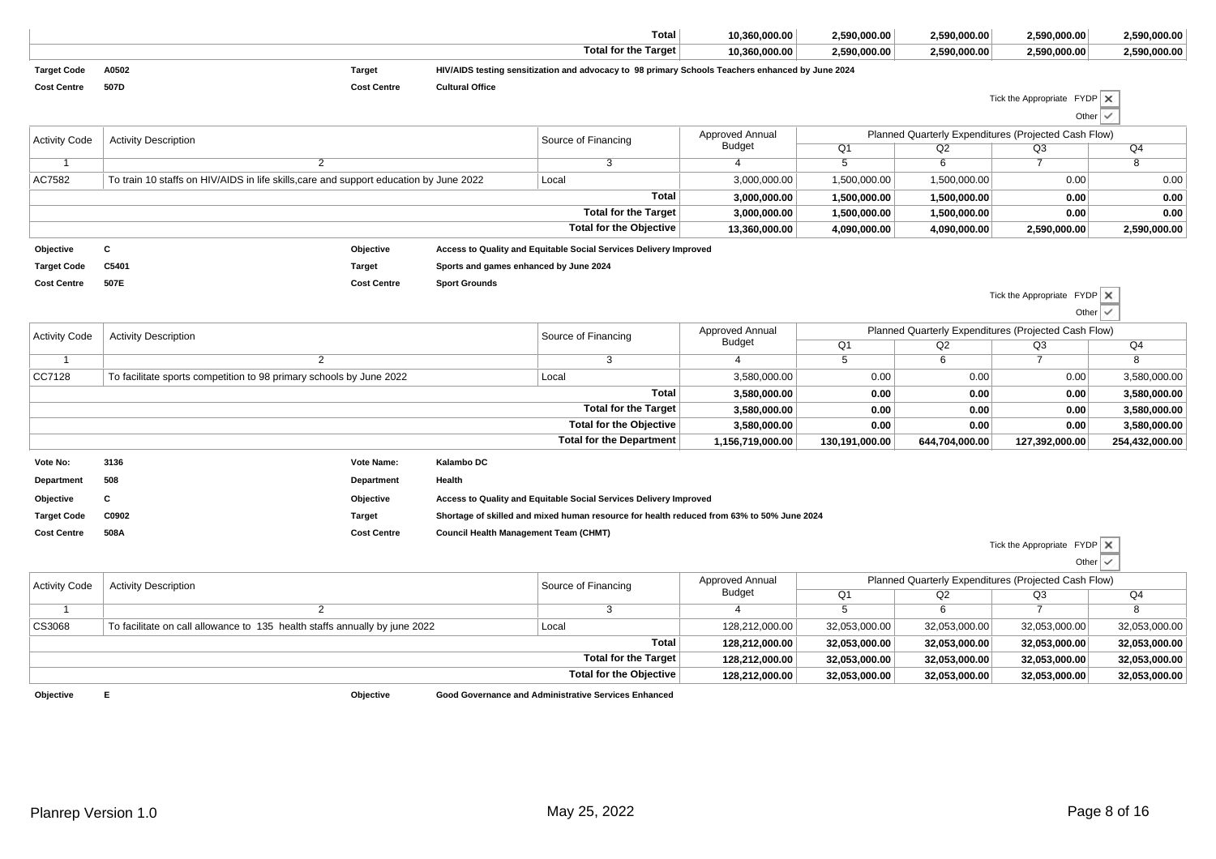| | | | Total | 10,360,000.00 | 2,590,000.00 | 2,590,000.00 | 2,590,000.00 | 2,590,000.00 |
|---|---|---|---|---|---|---|---|---|
| | | | Total for the Target | 10,360,000.00 | 2,590,000.00 | 2,590,000.00 | 2,590,000.00 | 2,590,000.00 |

**Target Code** A0502 **Target** HIV/AIDS testing sensitization and advocacy to 98 primary Schools Teachers enhanced by June 2024

**Cost Centre** 507D **Cost Centre** Cultural Office

Tick the Appropriate FYDP ✕

Other ✓

| Activity Code | Activity Description | Source of Financing | Approved Annual Budget | Planned Quarterly Expenditures (Projected Cash Flow) | | | |
|---|---|---|---|---|---|---|---|
| | | | | Q1 | Q2 | Q3 | Q4 |
| 1 | 2 | 3 | 4 | 5 | 6 | 7 | 8 |
| AC7582 | To train 10 staffs on HIV/AIDS in life skills,care and support education by June 2022 | Local | 3,000,000.00 | 1,500,000.00 | 1,500,000.00 | 0.00 | 0.00 |
| | | **Total** | **3,000,000.00** | **1,500,000.00** | **1,500,000.00** | **0.00** | **0.00** |
| | | **Total for the Target** | **3,000,000.00** | **1,500,000.00** | **1,500,000.00** | **0.00** | **0.00** |
| | | **Total for the Objective** | **13,360,000.00** | **4,090,000.00** | **4,090,000.00** | **2,590,000.00** | **2,590,000.00** |

**Objective** C **Objective** Access to Quality and Equitable Social Services Delivery Improved

**Target Code** C5401 **Target** Sports and games enhanced by June 2024

**Cost Centre** 507E **Cost Centre** Sport Grounds

Tick the Appropriate FYDP ✕

Other ✓

| Activity Code | Activity Description | Source of Financing | Approved Annual Budget | Planned Quarterly Expenditures (Projected Cash Flow) | | | |
|---|---|---|---|---|---|---|---|
| | | | | Q1 | Q2 | Q3 | Q4 |
| 1 | 2 | 3 | 4 | 5 | 6 | 7 | 8 |
| CC7128 | To facilitate sports competition to 98 primary schools by June 2022 | Local | 3,580,000.00 | 0.00 | 0.00 | 0.00 | 3,580,000.00 |
| | | **Total** | **3,580,000.00** | **0.00** | **0.00** | **0.00** | **3,580,000.00** |
| | | **Total for the Target** | **3,580,000.00** | **0.00** | **0.00** | **0.00** | **3,580,000.00** |
| | | **Total for the Objective** | **3,580,000.00** | **0.00** | **0.00** | **0.00** | **3,580,000.00** |
| | | **Total for the Department** | **1,156,719,000.00** | **130,191,000.00** | **644,704,000.00** | **127,392,000.00** | **254,432,000.00** |

**Vote No:** 3136 **Vote Name:** Kalambo DC

**Department** 508 **Department** Health

**Objective** C **Objective** Access to Quality and Equitable Social Services Delivery Improved

**Target Code** C0902 **Target** Shortage of skilled and mixed human resource for health reduced from 63% to 50% June 2024

**Cost Centre** 508A **Cost Centre** Council Health Management Team (CHMT)

Tick the Appropriate FYDP ✕

Other ✓

| Activity Code | Activity Description | Source of Financing | Approved Annual Budget | Planned Quarterly Expenditures (Projected Cash Flow) | | | |
|---|---|---|---|---|---|---|---|
| | | | | Q1 | Q2 | Q3 | Q4 |
| 1 | 2 | 3 | 4 | 5 | 6 | 7 | 8 |
| CS3068 | To facilitate on call allowance to 135 health staffs annually by june 2022 | Local | 128,212,000.00 | 32,053,000.00 | 32,053,000.00 | 32,053,000.00 | 32,053,000.00 |
| | | **Total** | **128,212,000.00** | **32,053,000.00** | **32,053,000.00** | **32,053,000.00** | **32,053,000.00** |
| | | **Total for the Target** | **128,212,000.00** | **32,053,000.00** | **32,053,000.00** | **32,053,000.00** | **32,053,000.00** |
| | | **Total for the Objective** | **128,212,000.00** | **32,053,000.00** | **32,053,000.00** | **32,053,000.00** | **32,053,000.00** |

**Objective** E **Objective** Good Governance and Administrative Services Enhanced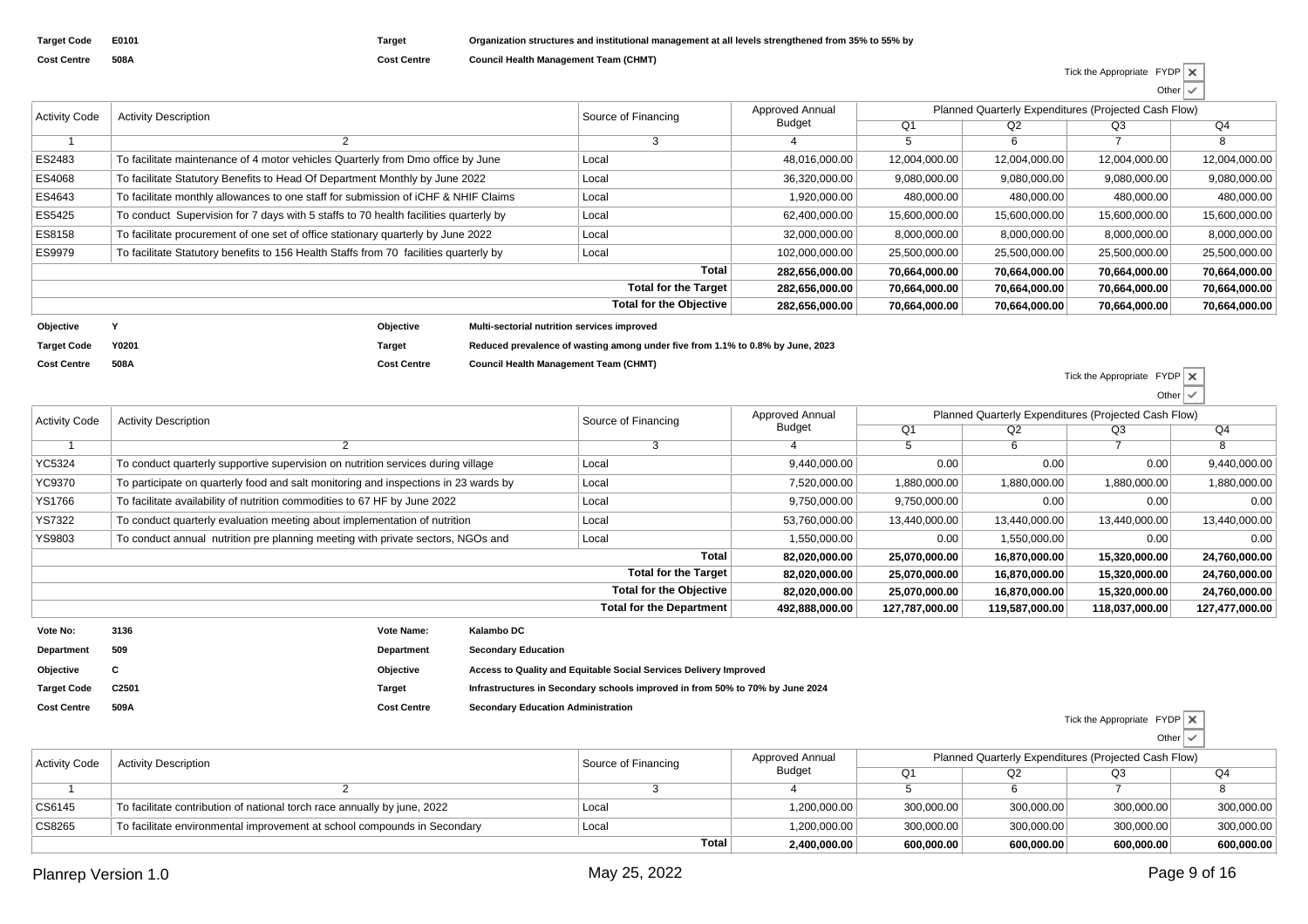**Target Code** E0101 **Target** Organization structures and institutional management at all levels strengthened from 35% to 55% by

**Cost Centre** 508A **Cost Centre** Council Health Management Team (CHMT)

Tick the Appropriate FYDP ✗

Other ✓

| Activity Code | Activity Description | Source of Financing | Approved Annual Budget | Planned Quarterly Expenditures (Projected Cash Flow) | | | |
|---|---|---|---|---|---|---|---|
| | | | | Q1 | Q2 | Q3 | Q4 |
| 1 | 2 | 3 | 4 | 5 | 6 | 7 | 8 |
| ES2483 | To facilitate maintenance of 4 motor vehicles Quarterly from Dmo office by June | Local | 48,016,000.00 | 12,004,000.00 | 12,004,000.00 | 12,004,000.00 | 12,004,000.00 |
| ES4068 | To facilitate Statutory Benefits to Head Of Department Monthly by June 2022 | Local | 36,320,000.00 | 9,080,000.00 | 9,080,000.00 | 9,080,000.00 | 9,080,000.00 |
| ES4643 | To facilitate monthly allowances to one staff for submission of iCHF & NHIF Claims | Local | 1,920,000.00 | 480,000.00 | 480,000.00 | 480,000.00 | 480,000.00 |
| ES5425 | To conduct Supervision for 7 days with 5 staffs to 70 health facilities quarterly by | Local | 62,400,000.00 | 15,600,000.00 | 15,600,000.00 | 15,600,000.00 | 15,600,000.00 |
| ES8158 | To facilitate procurement of one set of office stationary quarterly by June 2022 | Local | 32,000,000.00 | 8,000,000.00 | 8,000,000.00 | 8,000,000.00 | 8,000,000.00 |
| ES9979 | To facilitate Statutory benefits to 156 Health Staffs from 70 facilities quarterly by | Local | 102,000,000.00 | 25,500,000.00 | 25,500,000.00 | 25,500,000.00 | 25,500,000.00 |
| | | **Total** | **282,656,000.00** | **70,664,000.00** | **70,664,000.00** | **70,664,000.00** | **70,664,000.00** |
| | | **Total for the Target** | **282,656,000.00** | **70,664,000.00** | **70,664,000.00** | **70,664,000.00** | **70,664,000.00** |
| | | **Total for the Objective** | **282,656,000.00** | **70,664,000.00** | **70,664,000.00** | **70,664,000.00** | **70,664,000.00** |

**Objective** Y **Objective** Multi-sectorial nutrition services improved

**Target Code** Y0201 **Target** Reduced prevalence of wasting among under five from 1.1% to 0.8% by June, 2023

**Cost Centre** 508A **Cost Centre** Council Health Management Team (CHMT)

Tick the Appropriate FYDP ✗

Other ✓

| Activity Code | Activity Description | Source of Financing | Approved Annual Budget | Planned Quarterly Expenditures (Projected Cash Flow) | | | |
|---|---|---|---|---|---|---|---|
| | | | | Q1 | Q2 | Q3 | Q4 |
| 1 | 2 | 3 | 4 | 5 | 6 | 7 | 8 |
| YC5324 | To conduct quarterly supportive supervision on nutrition services during village | Local | 9,440,000.00 | 0.00 | 0.00 | 0.00 | 9,440,000.00 |
| YC9370 | To participate on quarterly food and salt monitoring and inspections in 23 wards by | Local | 7,520,000.00 | 1,880,000.00 | 1,880,000.00 | 1,880,000.00 | 1,880,000.00 |
| YS1766 | To facilitate availability of nutrition commodities to 67 HF by June 2022 | Local | 9,750,000.00 | 9,750,000.00 | 0.00 | 0.00 | 0.00 |
| YS7322 | To conduct quarterly evaluation meeting about implementation of nutrition | Local | 53,760,000.00 | 13,440,000.00 | 13,440,000.00 | 13,440,000.00 | 13,440,000.00 |
| YS9803 | To conduct annual nutrition pre planning meeting with private sectors, NGOs and | Local | 1,550,000.00 | 0.00 | 1,550,000.00 | 0.00 | 0.00 |
| | | **Total** | **82,020,000.00** | **25,070,000.00** | **16,870,000.00** | **15,320,000.00** | **24,760,000.00** |
| | | **Total for the Target** | **82,020,000.00** | **25,070,000.00** | **16,870,000.00** | **15,320,000.00** | **24,760,000.00** |
| | | **Total for the Objective** | **82,020,000.00** | **25,070,000.00** | **16,870,000.00** | **15,320,000.00** | **24,760,000.00** |
| | | **Total for the Department** | **492,888,000.00** | **127,787,000.00** | **119,587,000.00** | **118,037,000.00** | **127,477,000.00** |

**Vote No:** 3136 **Vote Name:** Kalambo DC

**Department** 509 **Department** Secondary Education

**Objective** C **Objective** Access to Quality and Equitable Social Services Delivery Improved

**Target Code** C2501 **Target** Infrastructures in Secondary schools improved in from 50% to 70% by June 2024

**Cost Centre** 509A **Cost Centre** Secondary Education Administration

Tick the Appropriate FYDP ✗

Other ✓

| Activity Code | Activity Description | Source of Financing | Approved Annual Budget | Planned Quarterly Expenditures (Projected Cash Flow) | | | |
|---|---|---|---|---|---|---|---|
| | | | | Q1 | Q2 | Q3 | Q4 |
| 1 | 2 | 3 | 4 | 5 | 6 | 7 | 8 |
| CS6145 | To facilitate contribution of national torch race annually by june, 2022 | Local | 1,200,000.00 | 300,000.00 | 300,000.00 | 300,000.00 | 300,000.00 |
| CS8265 | To facilitate environmental improvement at school compounds in Secondary | Local | 1,200,000.00 | 300,000.00 | 300,000.00 | 300,000.00 | 300,000.00 |
| | | **Total** | **2,400,000.00** | **600,000.00** | **600,000.00** | **600,000.00** | **600,000.00** |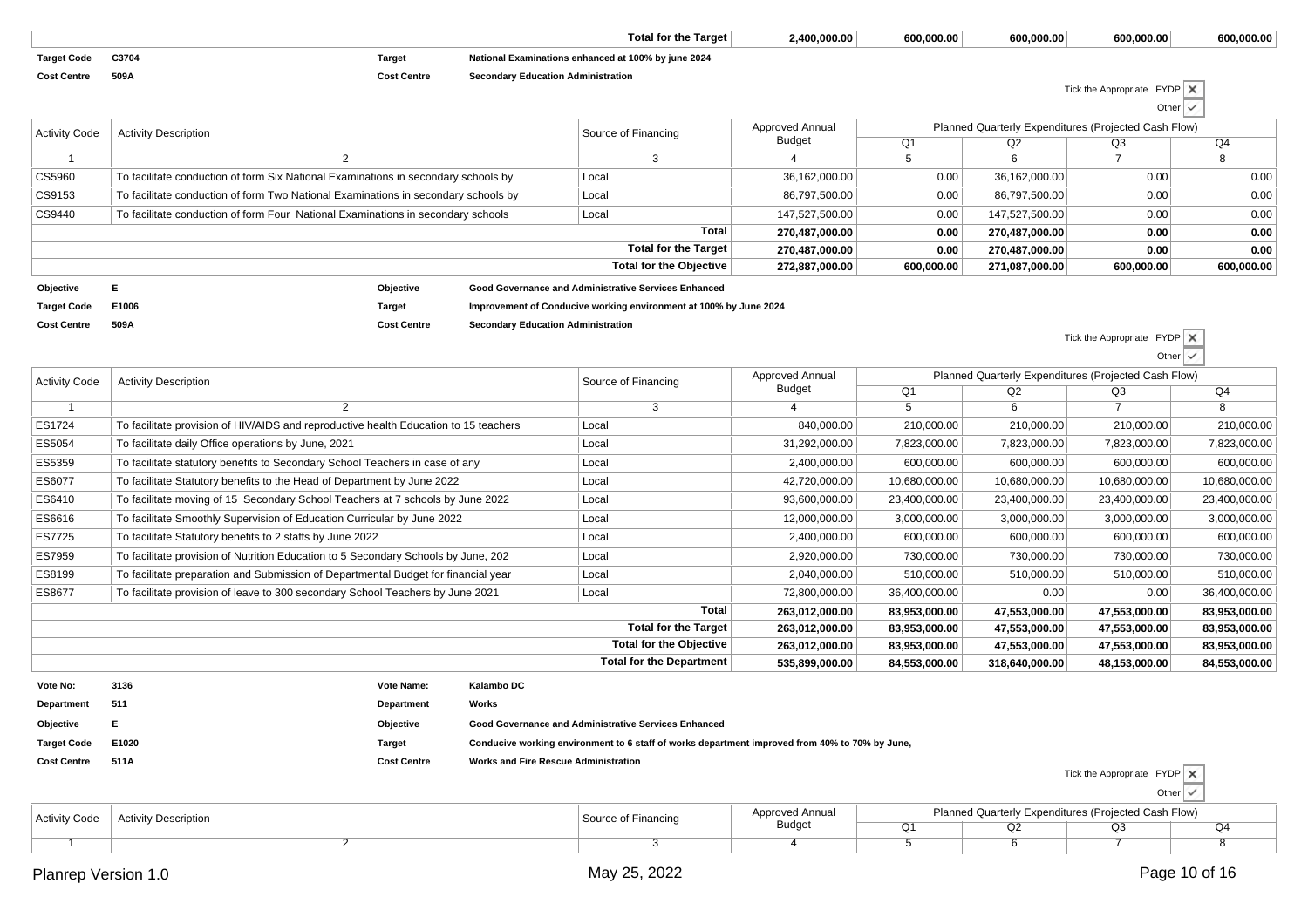| | | | Total for the Target | 2,400,000.00 | 600,000.00 | 600,000.00 | 600,000.00 | 600,000.00 |
|---|---|---|---|---|---|---|---|---|

**Target Code** C3704 **Target** National Examinations enhanced at 100% by june 2024

**Cost Centre** 509A **Cost Centre** Secondary Education Administration

Tick the Appropriate FYDP ☒

Other ☑

| Activity Code | Activity Description | Source of Financing | Approved Annual Budget | Planned Quarterly Expenditures (Projected Cash Flow) | | | |
|---|---|---|---|---|---|---|---|
| | | | | Q1 | Q2 | Q3 | Q4 |
| 1 | 2 | 3 | 4 | 5 | 6 | 7 | 8 |
| CS5960 | To facilitate conduction of form Six National Examinations in secondary schools by | Local | 36,162,000.00 | 0.00 | 36,162,000.00 | 0.00 | 0.00 |
| CS9153 | To facilitate conduction of form Two National Examinations in secondary schools by | Local | 86,797,500.00 | 0.00 | 86,797,500.00 | 0.00 | 0.00 |
| CS9440 | To facilitate conduction of form Four National Examinations in secondary schools | Local | 147,527,500.00 | 0.00 | 147,527,500.00 | 0.00 | 0.00 |
| | | **Total** | **270,487,000.00** | **0.00** | **270,487,000.00** | **0.00** | **0.00** |
| | | **Total for the Target** | **270,487,000.00** | **0.00** | **270,487,000.00** | **0.00** | **0.00** |
| | | **Total for the Objective** | **272,887,000.00** | **600,000.00** | **271,087,000.00** | **600,000.00** | **600,000.00** |

**Objective** E **Objective** Good Governance and Administrative Services Enhanced

**Target Code** E1006 **Target** Improvement of Conducive working environment at 100% by June 2024

**Cost Centre** 509A **Cost Centre** Secondary Education Administration

Tick the Appropriate FYDP ☒

Other ☑

| Activity Code | Activity Description | Source of Financing | Approved Annual Budget | Planned Quarterly Expenditures (Projected Cash Flow) | | | |
|---|---|---|---|---|---|---|---|
| | | | | Q1 | Q2 | Q3 | Q4 |
| 1 | 2 | 3 | 4 | 5 | 6 | 7 | 8 |
| ES1724 | To facilitate provision of HIV/AIDS and reproductive health Education to 15 teachers | Local | 840,000.00 | 210,000.00 | 210,000.00 | 210,000.00 | 210,000.00 |
| ES5054 | To facilitate daily Office operations by June, 2021 | Local | 31,292,000.00 | 7,823,000.00 | 7,823,000.00 | 7,823,000.00 | 7,823,000.00 |
| ES5359 | To facilitate statutory benefits to Secondary School Teachers in case of any | Local | 2,400,000.00 | 600,000.00 | 600,000.00 | 600,000.00 | 600,000.00 |
| ES6077 | To facilitate Statutory benefits to the Head of Department by June 2022 | Local | 42,720,000.00 | 10,680,000.00 | 10,680,000.00 | 10,680,000.00 | 10,680,000.00 |
| ES6410 | To facilitate moving of 15 Secondary School Teachers at 7 schools by June 2022 | Local | 93,600,000.00 | 23,400,000.00 | 23,400,000.00 | 23,400,000.00 | 23,400,000.00 |
| ES6616 | To facilitate Smoothly Supervision of Education Curricular by June 2022 | Local | 12,000,000.00 | 3,000,000.00 | 3,000,000.00 | 3,000,000.00 | 3,000,000.00 |
| ES7725 | To facilitate Statutory benefits to 2 staffs by June 2022 | Local | 2,400,000.00 | 600,000.00 | 600,000.00 | 600,000.00 | 600,000.00 |
| ES7959 | To facilitate provision of Nutrition Education to 5 Secondary Schools by June, 202 | Local | 2,920,000.00 | 730,000.00 | 730,000.00 | 730,000.00 | 730,000.00 |
| ES8199 | To facilitate preparation and Submission of Departmental Budget for financial year | Local | 2,040,000.00 | 510,000.00 | 510,000.00 | 510,000.00 | 510,000.00 |
| ES8677 | To facilitate provision of leave to 300 secondary School Teachers by June 2021 | Local | 72,800,000.00 | 36,400,000.00 | 0.00 | 0.00 | 36,400,000.00 |
| | | **Total** | **263,012,000.00** | **83,953,000.00** | **47,553,000.00** | **47,553,000.00** | **83,953,000.00** |
| | | **Total for the Target** | **263,012,000.00** | **83,953,000.00** | **47,553,000.00** | **47,553,000.00** | **83,953,000.00** |
| | | **Total for the Objective** | **263,012,000.00** | **83,953,000.00** | **47,553,000.00** | **47,553,000.00** | **83,953,000.00** |
| | | **Total for the Department** | **535,899,000.00** | **84,553,000.00** | **318,640,000.00** | **48,153,000.00** | **84,553,000.00** |

**Vote No:** 3136 **Vote Name:** Kalambo DC

**Department** 511 **Department** Works

**Objective** E **Objective** Good Governance and Administrative Services Enhanced

**Target Code** E1020 **Target** Conducive working environment to 6 staff of works department improved from 40% to 70% by June,

**Cost Centre** 511A **Cost Centre** Works and Fire Rescue Administration

Tick the Appropriate FYDP ☒

Other ☑

| Activity Code | Activity Description | Source of Financing | Approved Annual Budget | Planned Quarterly Expenditures (Projected Cash Flow) | | | |
|---|---|---|---|---|---|---|---|
| | | | | Q1 | Q2 | Q3 | Q4 |
| 1 | 2 | 3 | 4 | 5 | 6 | 7 | 8 |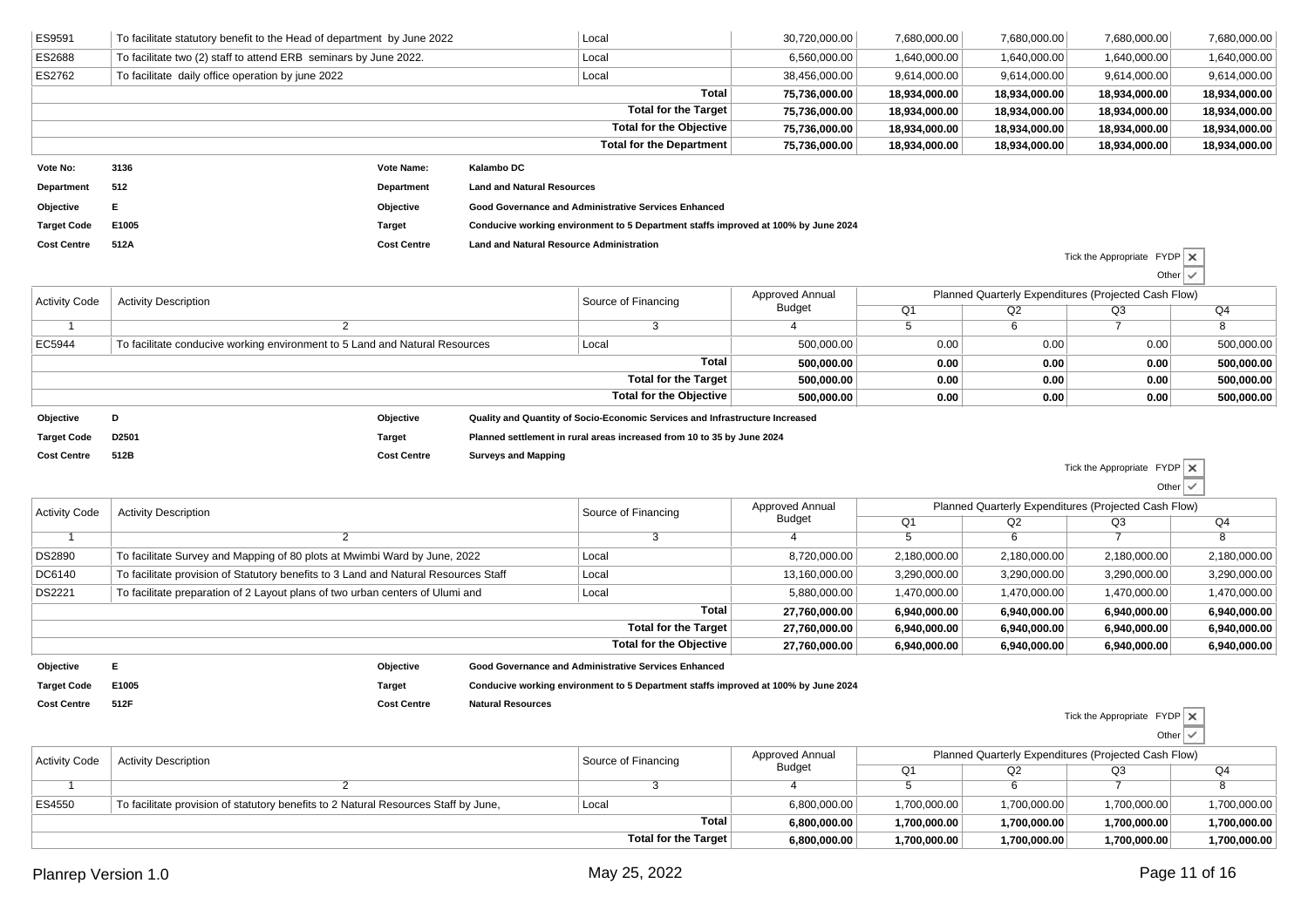| Activity Code | Activity Description | Source of Financing | Approved Annual Budget | Q1 | Q2 | Q3 | Q4 |
|---|---|---|---|---|---|---|---|
| ES9591 | To facilitate statutory benefit to the Head of department by June 2022 | Local | 30,720,000.00 | 7,680,000.00 | 7,680,000.00 | 7,680,000.00 | 7,680,000.00 |
| ES2688 | To facilitate two (2) staff to attend ERB seminars by June 2022. | Local | 6,560,000.00 | 1,640,000.00 | 1,640,000.00 | 1,640,000.00 | 1,640,000.00 |
| ES2762 | To facilitate daily office operation by june 2022 | Local | 38,456,000.00 | 9,614,000.00 | 9,614,000.00 | 9,614,000.00 | 9,614,000.00 |
| | | **Total** | **75,736,000.00** | **18,934,000.00** | **18,934,000.00** | **18,934,000.00** | **18,934,000.00** |
| | | **Total for the Target** | **75,736,000.00** | **18,934,000.00** | **18,934,000.00** | **18,934,000.00** | **18,934,000.00** |
| | | **Total for the Objective** | **75,736,000.00** | **18,934,000.00** | **18,934,000.00** | **18,934,000.00** | **18,934,000.00** |
| | | **Total for the Department** | **75,736,000.00** | **18,934,000.00** | **18,934,000.00** | **18,934,000.00** | **18,934,000.00** |

**Vote No:** 3136 **Vote Name:** Kalambo DC

**Department** 512 **Department** Land and Natural Resources

**Objective** E **Objective** Good Governance and Administrative Services Enhanced

**Target Code** E1005 **Target** Conducive working environment to 5 Department staffs improved at 100% by June 2024

**Cost Centre** 512A **Cost Centre** Land and Natural Resource Administration

Tick the Appropriate FYDP ✗ Other ✓

| Activity Code | Activity Description | Source of Financing | Approved Annual Budget | Planned Quarterly Expenditures (Projected Cash Flow) | | | |
|---|---|---|---|---|---|---|---|
| | | | | Q1 | Q2 | Q3 | Q4 |
| 1 | 2 | 3 | 4 | 5 | 6 | 7 | 8 |
| EC5944 | To facilitate conducive working environment to 5 Land and Natural Resources | Local | 500,000.00 | 0.00 | 0.00 | 0.00 | 500,000.00 |
| | | **Total** | **500,000.00** | **0.00** | **0.00** | **0.00** | **500,000.00** |
| | | **Total for the Target** | **500,000.00** | **0.00** | **0.00** | **0.00** | **500,000.00** |
| | | **Total for the Objective** | **500,000.00** | **0.00** | **0.00** | **0.00** | **500,000.00** |

**Objective** D **Objective** Quality and Quantity of Socio-Economic Services and Infrastructure Increased

**Target Code** D2501 **Target** Planned settlement in rural areas increased from 10 to 35 by June 2024

**Cost Centre** 512B **Cost Centre** Surveys and Mapping

Tick the Appropriate FYDP ✗ Other ✓

| Activity Code | Activity Description | Source of Financing | Approved Annual Budget | Planned Quarterly Expenditures (Projected Cash Flow) | | | |
|---|---|---|---|---|---|---|---|
| | | | | Q1 | Q2 | Q3 | Q4 |
| 1 | 2 | 3 | 4 | 5 | 6 | 7 | 8 |
| DS2890 | To facilitate Survey and Mapping of 80 plots at Mwimbi Ward by June, 2022 | Local | 8,720,000.00 | 2,180,000.00 | 2,180,000.00 | 2,180,000.00 | 2,180,000.00 |
| DC6140 | To facilitate provision of Statutory benefits to 3 Land and Natural Resources Staff | Local | 13,160,000.00 | 3,290,000.00 | 3,290,000.00 | 3,290,000.00 | 3,290,000.00 |
| DS2221 | To facilitate preparation of 2 Layout plans of two urban centers of Ulumi and | Local | 5,880,000.00 | 1,470,000.00 | 1,470,000.00 | 1,470,000.00 | 1,470,000.00 |
| | | **Total** | **27,760,000.00** | **6,940,000.00** | **6,940,000.00** | **6,940,000.00** | **6,940,000.00** |
| | | **Total for the Target** | **27,760,000.00** | **6,940,000.00** | **6,940,000.00** | **6,940,000.00** | **6,940,000.00** |
| | | **Total for the Objective** | **27,760,000.00** | **6,940,000.00** | **6,940,000.00** | **6,940,000.00** | **6,940,000.00** |

**Objective** E **Objective** Good Governance and Administrative Services Enhanced

**Target Code** E1005 **Target** Conducive working environment to 5 Department staffs improved at 100% by June 2024

**Cost Centre** 512F **Cost Centre** Natural Resources

Tick the Appropriate FYDP ✗ Other ✓

| Activity Code | Activity Description | Source of Financing | Approved Annual Budget | Planned Quarterly Expenditures (Projected Cash Flow) | | | |
|---|---|---|---|---|---|---|---|
| | | | | Q1 | Q2 | Q3 | Q4 |
| 1 | 2 | 3 | 4 | 5 | 6 | 7 | 8 |
| ES4550 | To facilitate provision of statutory benefits to 2 Natural Resources Staff by June, | Local | 6,800,000.00 | 1,700,000.00 | 1,700,000.00 | 1,700,000.00 | 1,700,000.00 |
| | | **Total** | **6,800,000.00** | **1,700,000.00** | **1,700,000.00** | **1,700,000.00** | **1,700,000.00** |
| | | **Total for the Target** | **6,800,000.00** | **1,700,000.00** | **1,700,000.00** | **1,700,000.00** | **1,700,000.00** |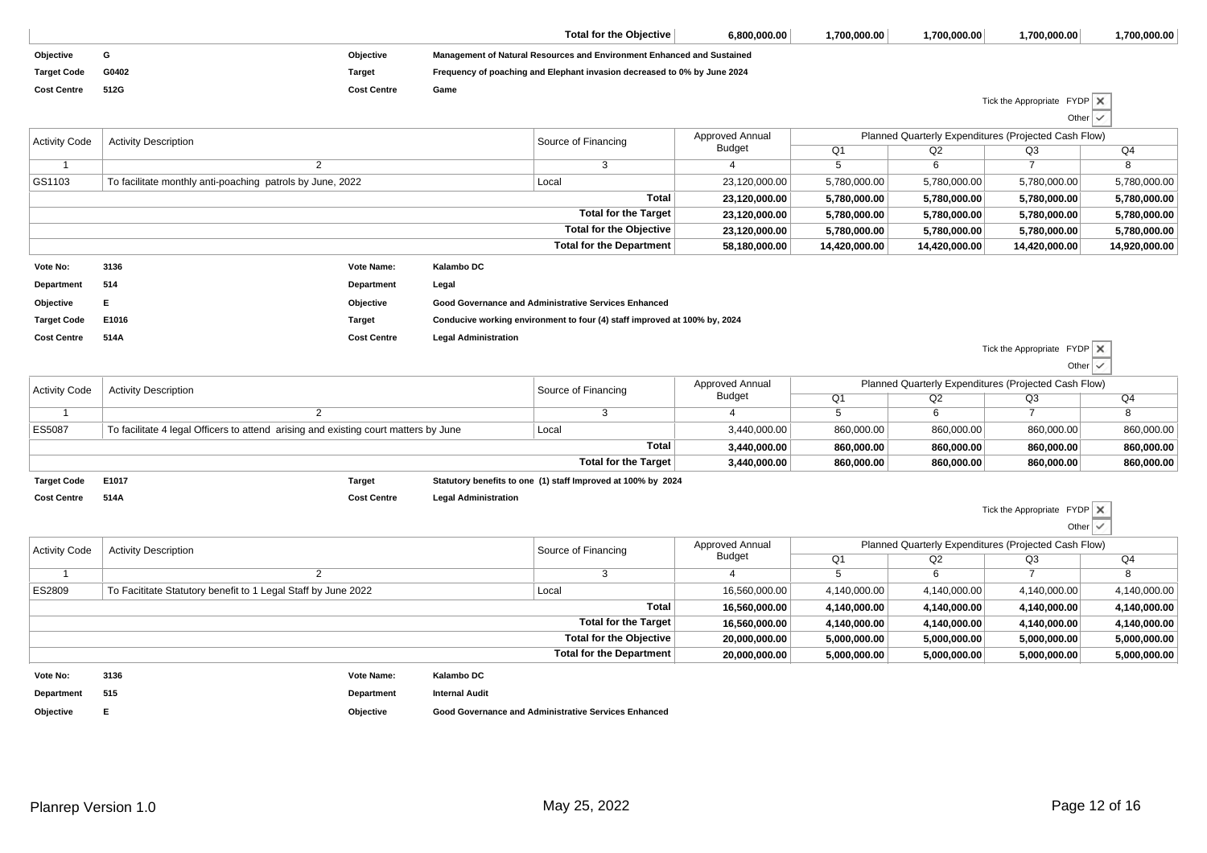| | | | | |
|---|---|---|---|---|
| Total for the Objective | 6,800,000.00 | 1,700,000.00 | 1,700,000.00 | 1,700,000.00 | 1,700,000.00 |

**Objective** G **Objective** Management of Natural Resources and Environment Enhanced and Sustained

**Target Code** G0402 **Target** Frequency of poaching and Elephant invasion decreased to 0% by June 2024

**Cost Centre** 512G **Cost Centre** Game

Tick the Appropriate FYDP ✕ Other ✓

| Activity Code | Activity Description | Source of Financing | Approved Annual Budget | Planned Quarterly Expenditures (Projected Cash Flow) | | | |
|---|---|---|---|---|---|---|---|
| | | | | Q1 | Q2 | Q3 | Q4 |
| 1 | 2 | 3 | 4 | 5 | 6 | 7 | 8 |
| GS1103 | To facilitate monthly anti-poaching patrols by June, 2022 | Local | 23,120,000.00 | 5,780,000.00 | 5,780,000.00 | 5,780,000.00 | 5,780,000.00 |
| | | **Total** | **23,120,000.00** | **5,780,000.00** | **5,780,000.00** | **5,780,000.00** | **5,780,000.00** |
| | | **Total for the Target** | **23,120,000.00** | **5,780,000.00** | **5,780,000.00** | **5,780,000.00** | **5,780,000.00** |
| | | **Total for the Objective** | **23,120,000.00** | **5,780,000.00** | **5,780,000.00** | **5,780,000.00** | **5,780,000.00** |
| | | **Total for the Department** | **58,180,000.00** | **14,420,000.00** | **14,420,000.00** | **14,420,000.00** | **14,920,000.00** |

**Vote No:** 3136 **Vote Name:** Kalambo DC

**Department** 514 **Department** Legal

**Objective** E **Objective** Good Governance and Administrative Services Enhanced

**Target Code** E1016 **Target** Conducive working environment to four (4) staff improved at 100% by, 2024

**Cost Centre** 514A **Cost Centre** Legal Administration

Tick the Appropriate FYDP ✕ Other ✓

| Activity Code | Activity Description | Source of Financing | Approved Annual Budget | Planned Quarterly Expenditures (Projected Cash Flow) | | | |
|---|---|---|---|---|---|---|---|
| | | | | Q1 | Q2 | Q3 | Q4 |
| 1 | 2 | 3 | 4 | 5 | 6 | 7 | 8 |
| ES5087 | To facilitate 4 legal Officers to attend arising and existing court matters by June | Local | 3,440,000.00 | 860,000.00 | 860,000.00 | 860,000.00 | 860,000.00 |
| | | **Total** | **3,440,000.00** | **860,000.00** | **860,000.00** | **860,000.00** | **860,000.00** |
| | | **Total for the Target** | **3,440,000.00** | **860,000.00** | **860,000.00** | **860,000.00** | **860,000.00** |

**Target Code** E1017 **Target** Statutory benefits to one (1) staff Improved at 100% by 2024

**Cost Centre** 514A **Cost Centre** Legal Administration

Tick the Appropriate FYDP ✕ Other ✓

| Activity Code | Activity Description | Source of Financing | Approved Annual Budget | Planned Quarterly Expenditures (Projected Cash Flow) | | | |
|---|---|---|---|---|---|---|---|
| | | | | Q1 | Q2 | Q3 | Q4 |
| 1 | 2 | 3 | 4 | 5 | 6 | 7 | 8 |
| ES2809 | To Facititate Statutory benefit to 1 Legal Staff by June 2022 | Local | 16,560,000.00 | 4,140,000.00 | 4,140,000.00 | 4,140,000.00 | 4,140,000.00 |
| | | **Total** | **16,560,000.00** | **4,140,000.00** | **4,140,000.00** | **4,140,000.00** | **4,140,000.00** |
| | | **Total for the Target** | **16,560,000.00** | **4,140,000.00** | **4,140,000.00** | **4,140,000.00** | **4,140,000.00** |
| | | **Total for the Objective** | **20,000,000.00** | **5,000,000.00** | **5,000,000.00** | **5,000,000.00** | **5,000,000.00** |
| | | **Total for the Department** | **20,000,000.00** | **5,000,000.00** | **5,000,000.00** | **5,000,000.00** | **5,000,000.00** |

**Vote No:** 3136 **Vote Name:** Kalambo DC

**Department** 515 **Department** Internal Audit

**Objective** E **Objective** Good Governance and Administrative Services Enhanced

Planrep Version 1.0 May 25, 2022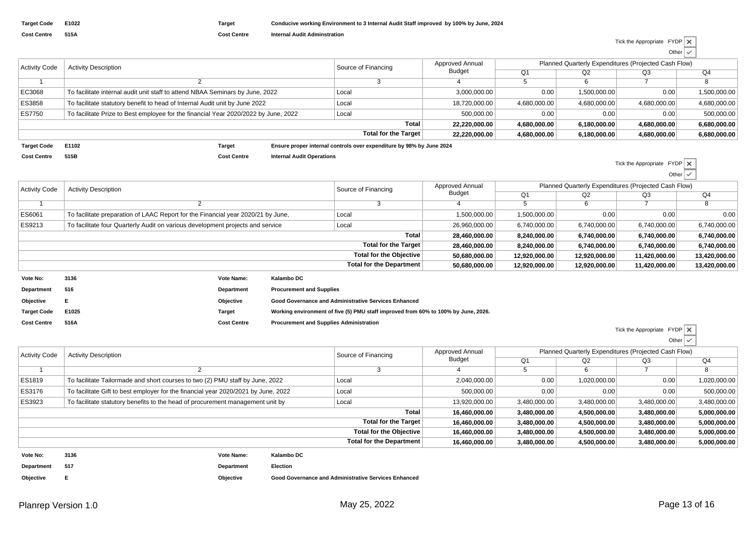**Target Code** E1022 **Target** Conducive working Environment to 3 Internal Audit Staff improved by 100% by June, 2024

**Cost Centre** 515A **Cost Centre** Internal Audit Adminstration

Tick the Appropriate FYDP ✗

Other ✓

| Activity Code | Activity Description | Source of Financing | Approved Annual Budget | Planned Quarterly Expenditures (Projected Cash Flow) | | | |
|---|---|---|---|---|---|---|---|
| | | | | Q1 | Q2 | Q3 | Q4 |
| 1 | 2 | 3 | 4 | 5 | 6 | 7 | 8 |
| EC3068 | To facilitate internal audit unit staff to attend NBAA Seminars by June, 2022 | Local | 3,000,000.00 | 0.00 | 1,500,000.00 | 0.00 | 1,500,000.00 |
| ES3858 | To facilitate statutory benefit to head of Internal Audit unit by June 2022 | Local | 18,720,000.00 | 4,680,000.00 | 4,680,000.00 | 4,680,000.00 | 4,680,000.00 |
| ES7750 | To facilitate Prize to Best employee for the financial Year 2020/2022 by June, 2022 | Local | 500,000.00 | 0.00 | 0.00 | 0.00 | 500,000.00 |
| | | **Total** | **22,220,000.00** | **4,680,000.00** | **6,180,000.00** | **4,680,000.00** | **6,680,000.00** |
| | | **Total for the Target** | **22,220,000.00** | **4,680,000.00** | **6,180,000.00** | **4,680,000.00** | **6,680,000.00** |

**Target Code** E1102 **Target** Ensure proper internal controls over expenditure by 98% by June 2024

**Cost Centre** 515B **Cost Centre** Internal Audit Operations

Tick the Appropriate FYDP ✗

Other ✓

| Activity Code | Activity Description | Source of Financing | Approved Annual Budget | Planned Quarterly Expenditures (Projected Cash Flow) | | | |
|---|---|---|---|---|---|---|---|
| | | | | Q1 | Q2 | Q3 | Q4 |
| 1 | 2 | 3 | 4 | 5 | 6 | 7 | 8 |
| ES6061 | To facilitate preparation of LAAC Report for the Financial year 2020/21 by June, | Local | 1,500,000.00 | 1,500,000.00 | 0.00 | 0.00 | 0.00 |
| ES9213 | To facilitate four Quarterly Audit on various development projects and service | Local | 26,960,000.00 | 6,740,000.00 | 6,740,000.00 | 6,740,000.00 | 6,740,000.00 |
| | | **Total** | **28,460,000.00** | **8,240,000.00** | **6,740,000.00** | **6,740,000.00** | **6,740,000.00** |
| | | **Total for the Target** | **28,460,000.00** | **8,240,000.00** | **6,740,000.00** | **6,740,000.00** | **6,740,000.00** |
| | | **Total for the Objective** | **50,680,000.00** | **12,920,000.00** | **12,920,000.00** | **11,420,000.00** | **13,420,000.00** |
| | | **Total for the Department** | **50,680,000.00** | **12,920,000.00** | **12,920,000.00** | **11,420,000.00** | **13,420,000.00** |

**Vote No:** 3136 **Vote Name:** Kalambo DC

**Department** 516 **Department** Procurement and Supplies

**Objective** E **Objective** Good Governance and Administrative Services Enhanced

**Target Code** E1025 **Target** Working environment of five (5) PMU staff improved from 60% to 100% by June, 2026.

**Cost Centre** 516A **Cost Centre** Procurement and Supplies Administration

Tick the Appropriate FYDP ✗

Other ✓

| Activity Code | Activity Description | Source of Financing | Approved Annual Budget | Planned Quarterly Expenditures (Projected Cash Flow) | | | |
|---|---|---|---|---|---|---|---|
| | | | | Q1 | Q2 | Q3 | Q4 |
| 1 | 2 | 3 | 4 | 5 | 6 | 7 | 8 |
| ES1819 | To facilitate Tailormade and short courses to two (2) PMU staff by June, 2022 | Local | 2,040,000.00 | 0.00 | 1,020,000.00 | 0.00 | 1,020,000.00 |
| ES3176 | To facilitate Gift to best employer for the financial year 2020/2021 by June, 2022 | Local | 500,000.00 | 0.00 | 0.00 | 0.00 | 500,000.00 |
| ES3923 | To facilitate statutory benefits to the head of procurement management unit by | Local | 13,920,000.00 | 3,480,000.00 | 3,480,000.00 | 3,480,000.00 | 3,480,000.00 |
| | | **Total** | **16,460,000.00** | **3,480,000.00** | **4,500,000.00** | **3,480,000.00** | **5,000,000.00** |
| | | **Total for the Target** | **16,460,000.00** | **3,480,000.00** | **4,500,000.00** | **3,480,000.00** | **5,000,000.00** |
| | | **Total for the Objective** | **16,460,000.00** | **3,480,000.00** | **4,500,000.00** | **3,480,000.00** | **5,000,000.00** |
| | | **Total for the Department** | **16,460,000.00** | **3,480,000.00** | **4,500,000.00** | **3,480,000.00** | **5,000,000.00** |

**Vote No:** 3136 **Vote Name:** Kalambo DC

**Department** 517 **Department** Election

**Objective** E **Objective** Good Governance and Administrative Services Enhanced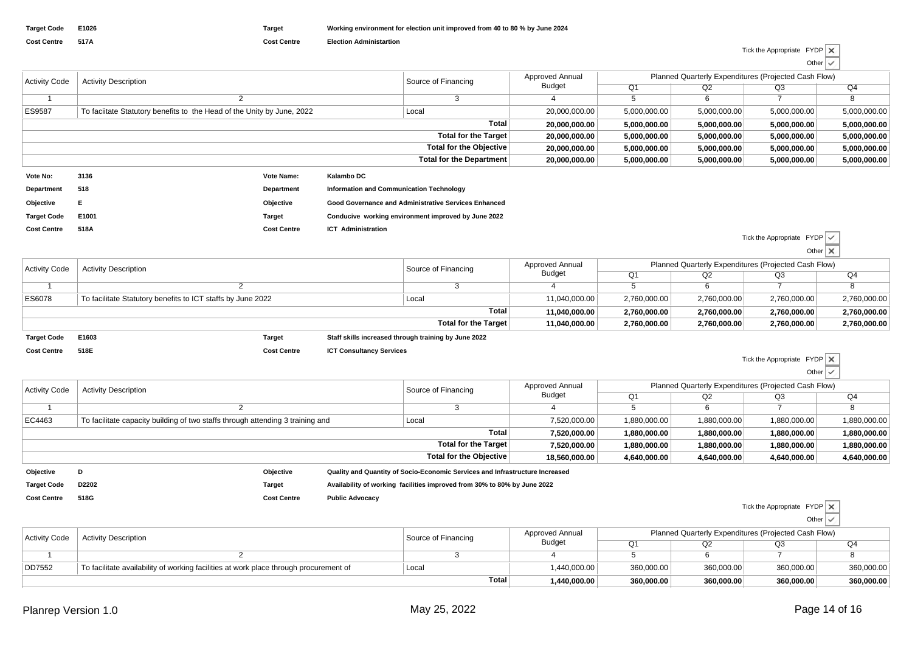**Target Code** E1026 **Target** Working environment for election unit improved from 40 to 80 % by June 2024

**Cost Centre** 517A **Cost Centre** Election Administartion

Tick the Appropriate FYDP ✗ Other ✓

| Activity Code | Activity Description | Source of Financing | Approved Annual Budget | Planned Quarterly Expenditures (Projected Cash Flow) | | | |
|---|---|---|---|---|---|---|---|
| | | | | Q1 | Q2 | Q3 | Q4 |
| 1 | 2 | 3 | 4 | 5 | 6 | 7 | 8 |
| ES9587 | To faciitate Statutory benefits to the Head of the Unity by June, 2022 | Local | 20,000,000.00 | 5,000,000.00 | 5,000,000.00 | 5,000,000.00 | 5,000,000.00 |
| | | **Total** | **20,000,000.00** | **5,000,000.00** | **5,000,000.00** | **5,000,000.00** | **5,000,000.00** |
| | | **Total for the Target** | **20,000,000.00** | **5,000,000.00** | **5,000,000.00** | **5,000,000.00** | **5,000,000.00** |
| | | **Total for the Objective** | **20,000,000.00** | **5,000,000.00** | **5,000,000.00** | **5,000,000.00** | **5,000,000.00** |
| | | **Total for the Department** | **20,000,000.00** | **5,000,000.00** | **5,000,000.00** | **5,000,000.00** | **5,000,000.00** |

**Vote No:** 3136 **Vote Name:** Kalambo DC

**Department** 518 **Department** Information and Communication Technology

**Objective** E **Objective** Good Governance and Administrative Services Enhanced

**Target Code** E1001 **Target** Conducive working environment improved by June 2022

**Cost Centre** 518A **Cost Centre** ICT Administration

Tick the Appropriate FYDP ✓ Other ✗

| Activity Code | Activity Description | Source of Financing | Approved Annual Budget | Planned Quarterly Expenditures (Projected Cash Flow) | | | |
|---|---|---|---|---|---|---|---|
| | | | | Q1 | Q2 | Q3 | Q4 |
| 1 | 2 | 3 | 4 | 5 | 6 | 7 | 8 |
| ES6078 | To facilitate Statutory benefits to ICT staffs by June 2022 | Local | 11,040,000.00 | 2,760,000.00 | 2,760,000.00 | 2,760,000.00 | 2,760,000.00 |
| | | **Total** | **11,040,000.00** | **2,760,000.00** | **2,760,000.00** | **2,760,000.00** | **2,760,000.00** |
| | | **Total for the Target** | **11,040,000.00** | **2,760,000.00** | **2,760,000.00** | **2,760,000.00** | **2,760,000.00** |

**Target Code** E1603 **Target** Staff skills increased through training by June 2022

**Cost Centre** 518E **Cost Centre** ICT Consultancy Services

Tick the Appropriate FYDP ✗ Other ✓

| Activity Code | Activity Description | Source of Financing | Approved Annual Budget | Planned Quarterly Expenditures (Projected Cash Flow) | | | |
|---|---|---|---|---|---|---|---|
| | | | | Q1 | Q2 | Q3 | Q4 |
| 1 | 2 | 3 | 4 | 5 | 6 | 7 | 8 |
| EC4463 | To facilitate capacity building of two staffs through attending 3 training and | Local | 7,520,000.00 | 1,880,000.00 | 1,880,000.00 | 1,880,000.00 | 1,880,000.00 |
| | | **Total** | **7,520,000.00** | **1,880,000.00** | **1,880,000.00** | **1,880,000.00** | **1,880,000.00** |
| | | **Total for the Target** | **7,520,000.00** | **1,880,000.00** | **1,880,000.00** | **1,880,000.00** | **1,880,000.00** |
| | | **Total for the Objective** | **18,560,000.00** | **4,640,000.00** | **4,640,000.00** | **4,640,000.00** | **4,640,000.00** |

**Objective** D **Objective** Quality and Quantity of Socio-Economic Services and Infrastructure Increased

**Target Code** D2202 **Target** Availability of working facilities improved from 30% to 80% by June 2022

**Cost Centre** 518G **Cost Centre** Public Advocacy

Tick the Appropriate FYDP ✗ Other ✓

| Activity Code | Activity Description | Source of Financing | Approved Annual Budget | Planned Quarterly Expenditures (Projected Cash Flow) | | | |
|---|---|---|---|---|---|---|---|
| | | | | Q1 | Q2 | Q3 | Q4 |
| 1 | 2 | 3 | 4 | 5 | 6 | 7 | 8 |
| DD7552 | To facilitate availability of working facilities at work place through procurement of | Local | 1,440,000.00 | 360,000.00 | 360,000.00 | 360,000.00 | 360,000.00 |
| | | **Total** | **1,440,000.00** | **360,000.00** | **360,000.00** | **360,000.00** | **360,000.00** |

Planrep Version 1.0 May 25, 2022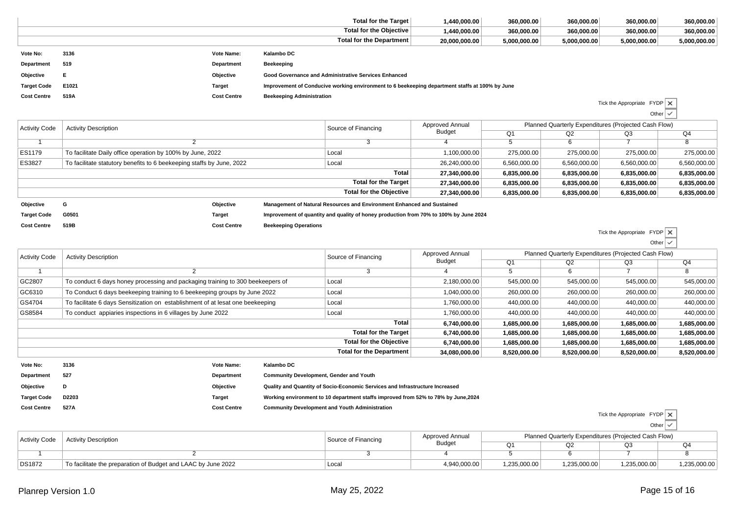| | | | | | |
|---|---|---|---|---|---|
| Total for the Target | 1,440,000.00 | 360,000.00 | 360,000.00 | 360,000.00 | 360,000.00 |
| Total for the Objective | 1,440,000.00 | 360,000.00 | 360,000.00 | 360,000.00 | 360,000.00 |
| Total for the Department | 20,000,000.00 | 5,000,000.00 | 5,000,000.00 | 5,000,000.00 | 5,000,000.00 |

**Vote No:** 3136 **Vote Name:** Kalambo DC

**Department** 519 **Department** Beekeeping

**Objective** E **Objective** Good Governance and Administrative Services Enhanced

**Target Code** E1021 **Target** Improvement of Conducive working environment to 6 beekeeping department staffs at 100% by June

**Cost Centre** 519A **Cost Centre** Beekeeping Administration

Tick the Appropriate FYDP ✗
Other ✓

| Activity Code | Activity Description | Source of Financing | Approved Annual Budget | Planned Quarterly Expenditures (Projected Cash Flow) | | | |
|---|---|---|---|---|---|---|---|
| | | | | Q1 | Q2 | Q3 | Q4 |
| 1 | 2 | 3 | 4 | 5 | 6 | 7 | 8 |
| ES1179 | To facilitate Daily office operation by 100% by June, 2022 | Local | 1,100,000.00 | 275,000.00 | 275,000.00 | 275,000.00 | 275,000.00 |
| ES3827 | To facilitate statutory benefits to 6 beekeeping staffs by June, 2022 | Local | 26,240,000.00 | 6,560,000.00 | 6,560,000.00 | 6,560,000.00 | 6,560,000.00 |
| | | **Total** | **27,340,000.00** | **6,835,000.00** | **6,835,000.00** | **6,835,000.00** | **6,835,000.00** |
| | | **Total for the Target** | **27,340,000.00** | **6,835,000.00** | **6,835,000.00** | **6,835,000.00** | **6,835,000.00** |
| | | **Total for the Objective** | **27,340,000.00** | **6,835,000.00** | **6,835,000.00** | **6,835,000.00** | **6,835,000.00** |

**Objective** G **Objective** Management of Natural Resources and Environment Enhanced and Sustained

**Target Code** G0501 **Target** Improvement of quantity and quality of honey production from 70% to 100% by June 2024

**Cost Centre** 519B **Cost Centre** Beekeeping Operations

Tick the Appropriate FYDP ✗
Other ✓

| Activity Code | Activity Description | Source of Financing | Approved Annual Budget | Planned Quarterly Expenditures (Projected Cash Flow) | | | |
|---|---|---|---|---|---|---|---|
| | | | | Q1 | Q2 | Q3 | Q4 |
| 1 | 2 | 3 | 4 | 5 | 6 | 7 | 8 |
| GC2807 | To conduct 6 days honey processing and packaging training to 300 beekeepers of | Local | 2,180,000.00 | 545,000.00 | 545,000.00 | 545,000.00 | 545,000.00 |
| GC6310 | To Conduct 6 days beekeeping training to 6 beekeeping groups by June 2022 | Local | 1,040,000.00 | 260,000.00 | 260,000.00 | 260,000.00 | 260,000.00 |
| GS4704 | To facilitate 6 days Sensitization on establishment of at lesat one beekeeping | Local | 1,760,000.00 | 440,000.00 | 440,000.00 | 440,000.00 | 440,000.00 |
| GS8584 | To conduct appiaries inspections in 6 villages by June 2022 | Local | 1,760,000.00 | 440,000.00 | 440,000.00 | 440,000.00 | 440,000.00 |
| | | **Total** | **6,740,000.00** | **1,685,000.00** | **1,685,000.00** | **1,685,000.00** | **1,685,000.00** |
| | | **Total for the Target** | **6,740,000.00** | **1,685,000.00** | **1,685,000.00** | **1,685,000.00** | **1,685,000.00** |
| | | **Total for the Objective** | **6,740,000.00** | **1,685,000.00** | **1,685,000.00** | **1,685,000.00** | **1,685,000.00** |
| | | **Total for the Department** | **34,080,000.00** | **8,520,000.00** | **8,520,000.00** | **8,520,000.00** | **8,520,000.00** |

**Vote No:** 3136 **Vote Name:** Kalambo DC

**Department** 527 **Department** Community Development, Gender and Youth

**Objective** D **Objective** Quality and Quantity of Socio-Economic Services and Infrastructure Increased

**Target Code** D2203 **Target** Working environment to 10 department staffs improved from 52% to 78% by June,2024

**Cost Centre** 527A **Cost Centre** Community Development and Youth Administration

Tick the Appropriate FYDP ✗
Other ✓

| Activity Code | Activity Description | Source of Financing | Approved Annual Budget | Planned Quarterly Expenditures (Projected Cash Flow) | | | |
|---|---|---|---|---|---|---|---|
| | | | | Q1 | Q2 | Q3 | Q4 |
| 1 | 2 | 3 | 4 | 5 | 6 | 7 | 8 |
| DS1872 | To facilitate the preparation of Budget and LAAC by June 2022 | Local | 4,940,000.00 | 1,235,000.00 | 1,235,000.00 | 1,235,000.00 | 1,235,000.00 |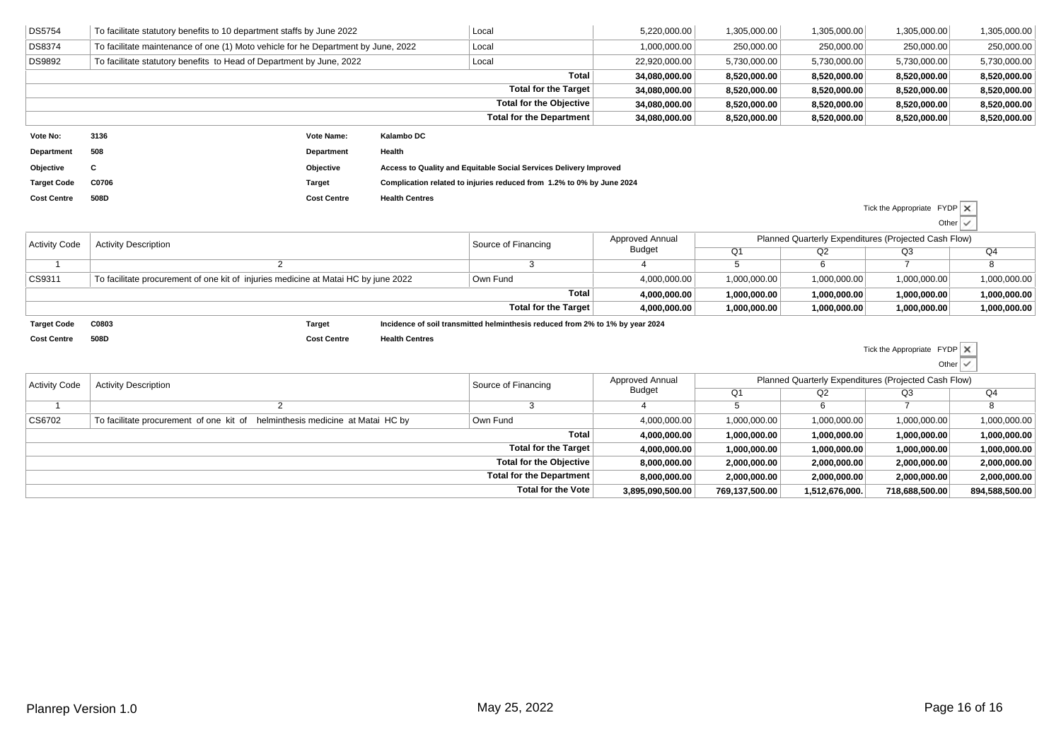| | | | | | | | |
|---|---|---|---|---|---|---|---|
| DS5754 | To facilitate statutory benefits to 10 department staffs by June 2022 | Local | 5,220,000.00 | 1,305,000.00 | 1,305,000.00 | 1,305,000.00 | 1,305,000.00 |
| DS8374 | To facilitate maintenance of one (1) Moto vehicle for he Department by June, 2022 | Local | 1,000,000.00 | 250,000.00 | 250,000.00 | 250,000.00 | 250,000.00 |
| DS9892 | To facilitate statutory benefits to Head of Department by June, 2022 | Local | 22,920,000.00 | 5,730,000.00 | 5,730,000.00 | 5,730,000.00 | 5,730,000.00 |
| | | **Total** | **34,080,000.00** | **8,520,000.00** | **8,520,000.00** | **8,520,000.00** | **8,520,000.00** |
| | | **Total for the Target** | **34,080,000.00** | **8,520,000.00** | **8,520,000.00** | **8,520,000.00** | **8,520,000.00** |
| | | **Total for the Objective** | **34,080,000.00** | **8,520,000.00** | **8,520,000.00** | **8,520,000.00** | **8,520,000.00** |
| | | **Total for the Department** | **34,080,000.00** | **8,520,000.00** | **8,520,000.00** | **8,520,000.00** | **8,520,000.00** |

**Vote No:** 3136 **Vote Name:** Kalambo DC

**Department** 508 **Department** Health

**Objective** C **Objective** Access to Quality and Equitable Social Services Delivery Improved

**Target Code** C0706 **Target** Complication related to injuries reduced from 1.2% to 0% by June 2024

**Cost Centre** 508D **Cost Centre** Health Centres

Tick the Appropriate FYDP ✗

Other ✓

| Activity Code | Activity Description | Source of Financing | Approved Annual Budget | Planned Quarterly Expenditures (Projected Cash Flow) | | | |
|---|---|---|---|---|---|---|---|
| | | | | Q1 | Q2 | Q3 | Q4 |
| 1 | 2 | 3 | 4 | 5 | 6 | 7 | 8 |
| CS9311 | To facilitate procurement of one kit of injuries medicine at Matai HC by june 2022 | Own Fund | 4,000,000.00 | 1,000,000.00 | 1,000,000.00 | 1,000,000.00 | 1,000,000.00 |
| | | **Total** | **4,000,000.00** | **1,000,000.00** | **1,000,000.00** | **1,000,000.00** | **1,000,000.00** |
| | | **Total for the Target** | **4,000,000.00** | **1,000,000.00** | **1,000,000.00** | **1,000,000.00** | **1,000,000.00** |

**Target Code** C0803 **Target** Incidence of soil transmitted helminthesis reduced from 2% to 1% by year 2024

**Cost Centre** 508D **Cost Centre** Health Centres

Tick the Appropriate FYDP ✗

Other ✓

| Activity Code | Activity Description | Source of Financing | Approved Annual Budget | Planned Quarterly Expenditures (Projected Cash Flow) | | | |
|---|---|---|---|---|---|---|---|
| | | | | Q1 | Q2 | Q3 | Q4 |
| 1 | 2 | 3 | 4 | 5 | 6 | 7 | 8 |
| CS6702 | To facilitate procurement of one kit of helminthesis medicine at Matai HC by | Own Fund | 4,000,000.00 | 1,000,000.00 | 1,000,000.00 | 1,000,000.00 | 1,000,000.00 |
| | | **Total** | **4,000,000.00** | **1,000,000.00** | **1,000,000.00** | **1,000,000.00** | **1,000,000.00** |
| | | **Total for the Target** | **4,000,000.00** | **1,000,000.00** | **1,000,000.00** | **1,000,000.00** | **1,000,000.00** |
| | | **Total for the Objective** | **8,000,000.00** | **2,000,000.00** | **2,000,000.00** | **2,000,000.00** | **2,000,000.00** |
| | | **Total for the Department** | **8,000,000.00** | **2,000,000.00** | **2,000,000.00** | **2,000,000.00** | **2,000,000.00** |
| | | **Total for the Vote** | **3,895,090,500.00** | **769,137,500.00** | **1,512,676,000.** | **718,688,500.00** | **894,588,500.00** |

Planrep Version 1.0 May 25, 2022